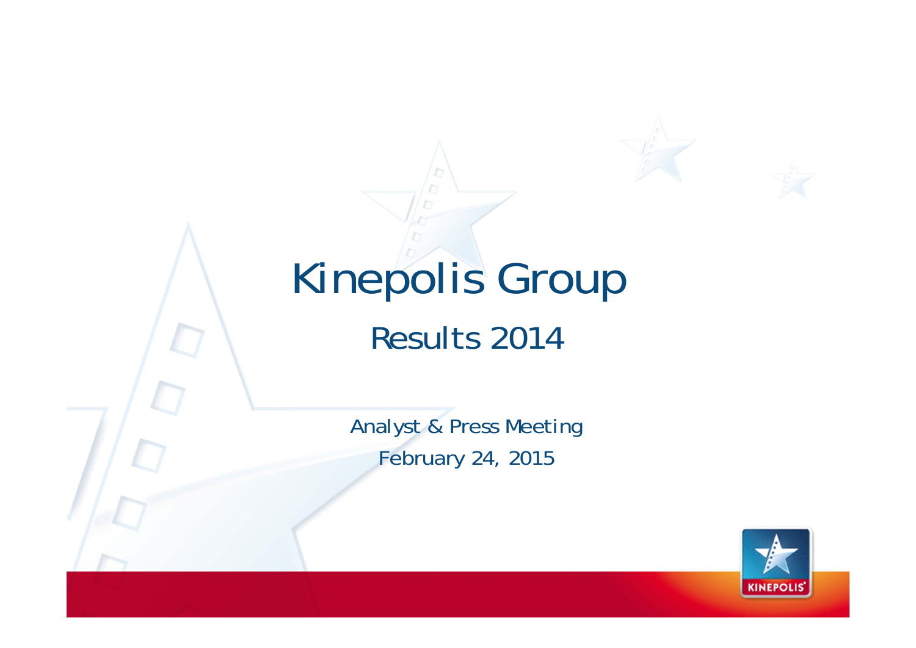# Kinepolis Group

## Results 2014

Analyst & Press Meeting

February 24, 2015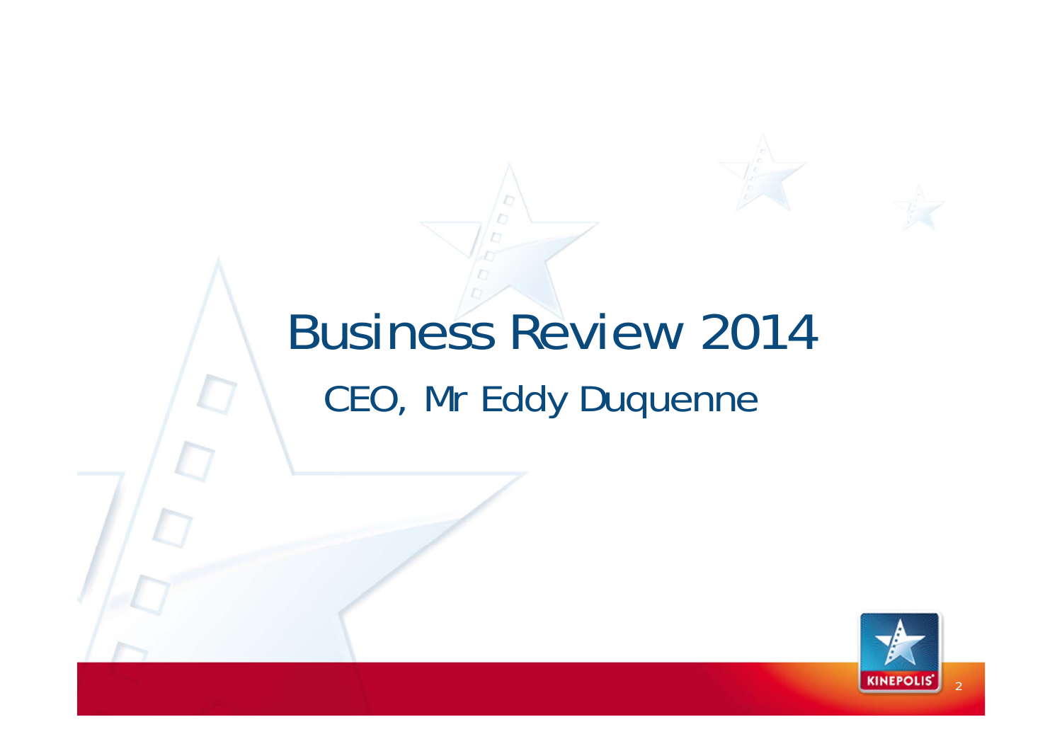# Business Review 2014

## CEO, Mr Eddy Duquenne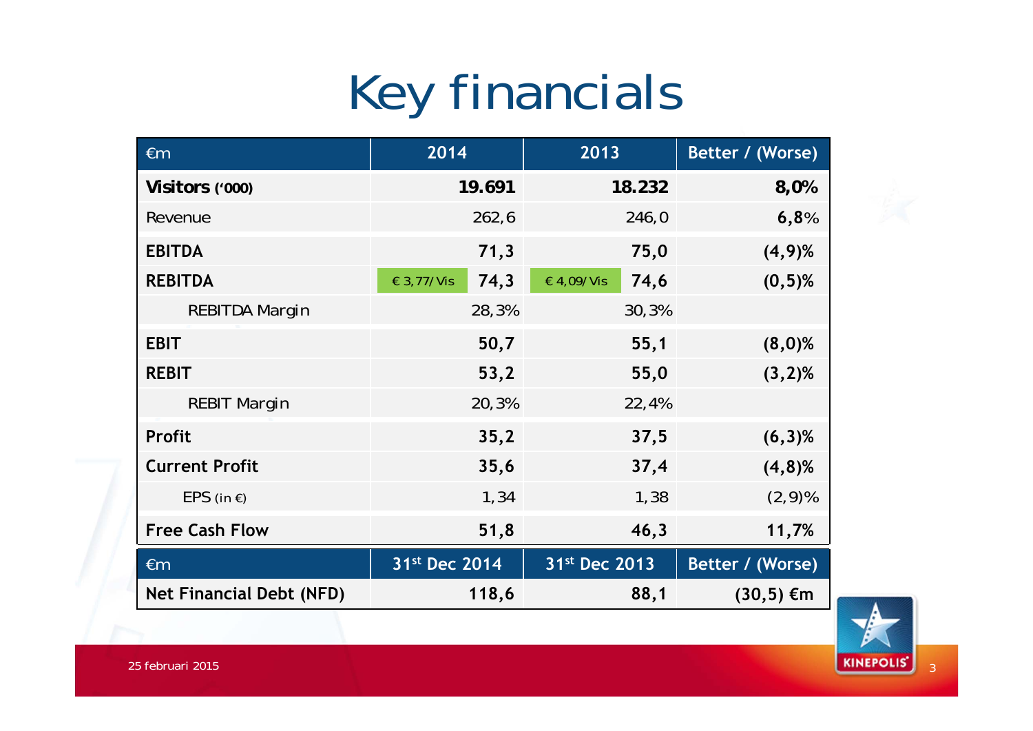# Key financials

| €m | 2014 | 2013 | Better / (Worse) |
|---|---|---|---|
| **Visitors ('000)** | **19.691** | **18.232** | **8,0%** |
| Revenue | 262,6 | 246,0 | **6,8%** |
| **EBITDA** | **71,3** | **75,0** | **(4,9)%** |
| **REBITDA** | € 3,77/Vis **74,3** | € 4,09/Vis **74,6** | **(0,5)%** |
| REBITDA Margin | 28,3% | 30,3% | |
| **EBIT** | **50,7** | **55,1** | **(8,0)%** |
| **REBIT** | **53,2** | **55,0** | **(3,2)%** |
| REBIT Margin | 20,3% | 22,4% | |
| **Profit** | **35,2** | **37,5** | **(6,3)%** |
| **Current Profit** | **35,6** | **37,4** | **(4,8)%** |
| EPS (in €) | 1,34 | 1,38 | (2,9)% |
| **Free Cash Flow** | **51,8** | **46,3** | **11,7%** |

| €m | 31st Dec 2014 | 31st Dec 2013 | Better / (Worse) |
|---|---|---|---|
| **Net Financial Debt (NFD)** | **118,6** | **88,1** | **(30,5) €m** |

25 februari 2015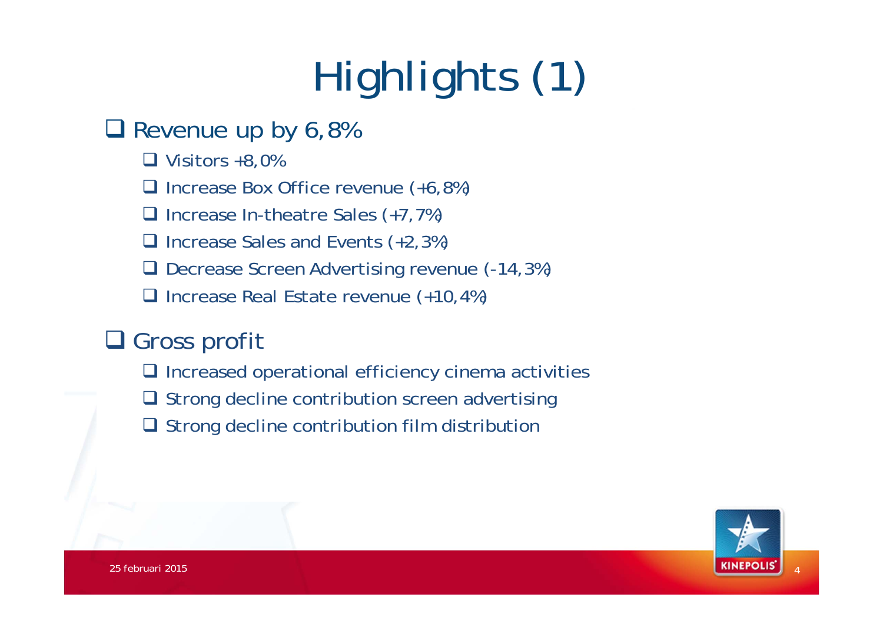# Highlights (1)

- Revenue up by 6,8%
  - Visitors +8,0%
  - Increase Box Office revenue (+6,8%)
  - Increase In-theatre Sales (+7,7%)
  - Increase Sales and Events (+2,3%)
  - Decrease Screen Advertising revenue (-14,3%)
  - Increase Real Estate revenue (+10,4%)

- Gross profit
  - Increased operational efficiency cinema activities
  - Strong decline contribution screen advertising
  - Strong decline contribution film distribution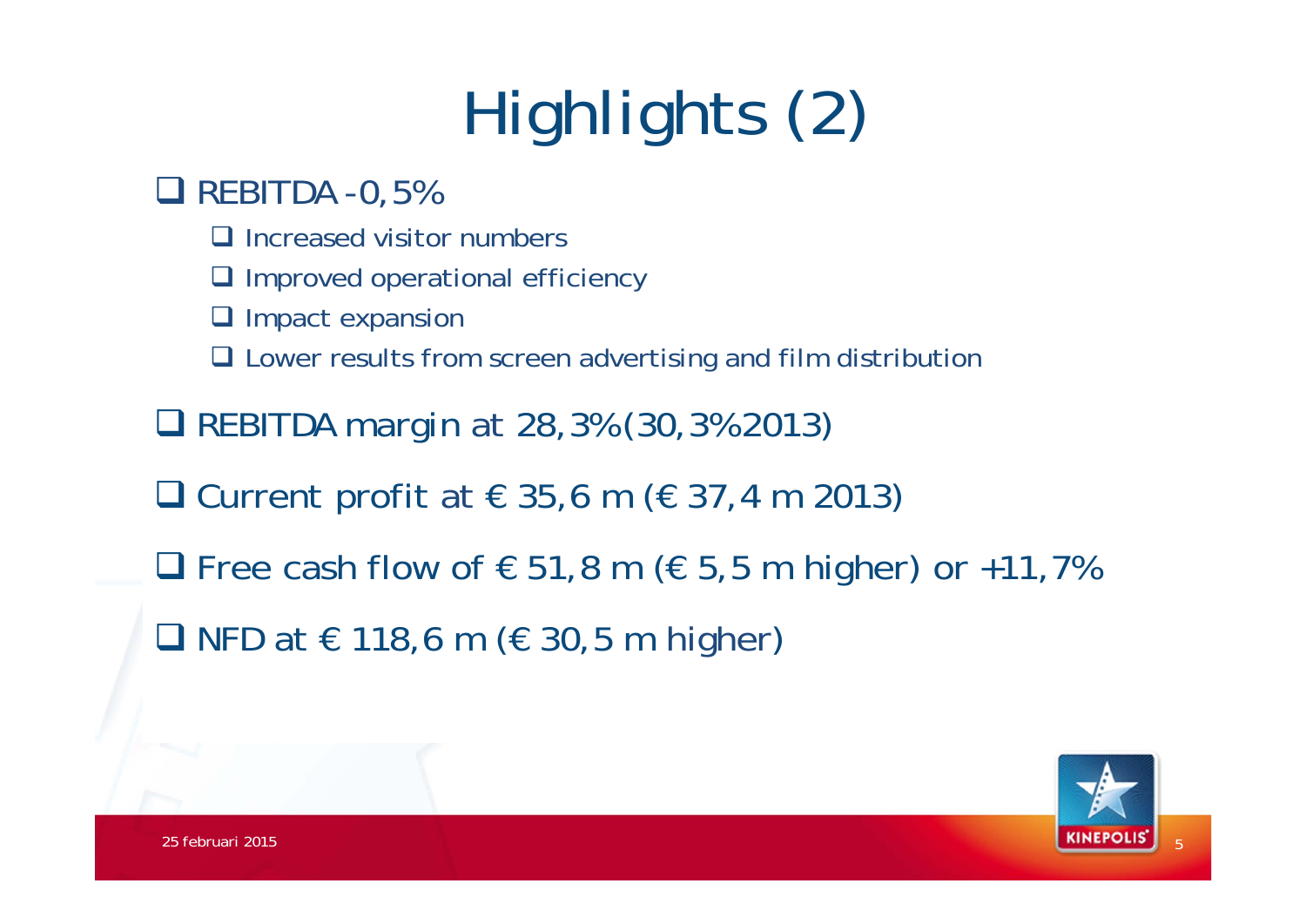# Highlights (2)

- REBITDA -0,5%
  - Increased visitor numbers
  - Improved operational efficiency
  - Impact expansion
  - Lower results from screen advertising and film distribution
- REBITDA margin at 28,3% (30,3% 2013)
- Current profit at € 35,6 m (€ 37,4 m 2013)
- Free cash flow of € 51,8 m (€ 5,5 m higher) or +11,7%
- NFD at € 118,6 m (€ 30,5 m higher)

25 februari 2015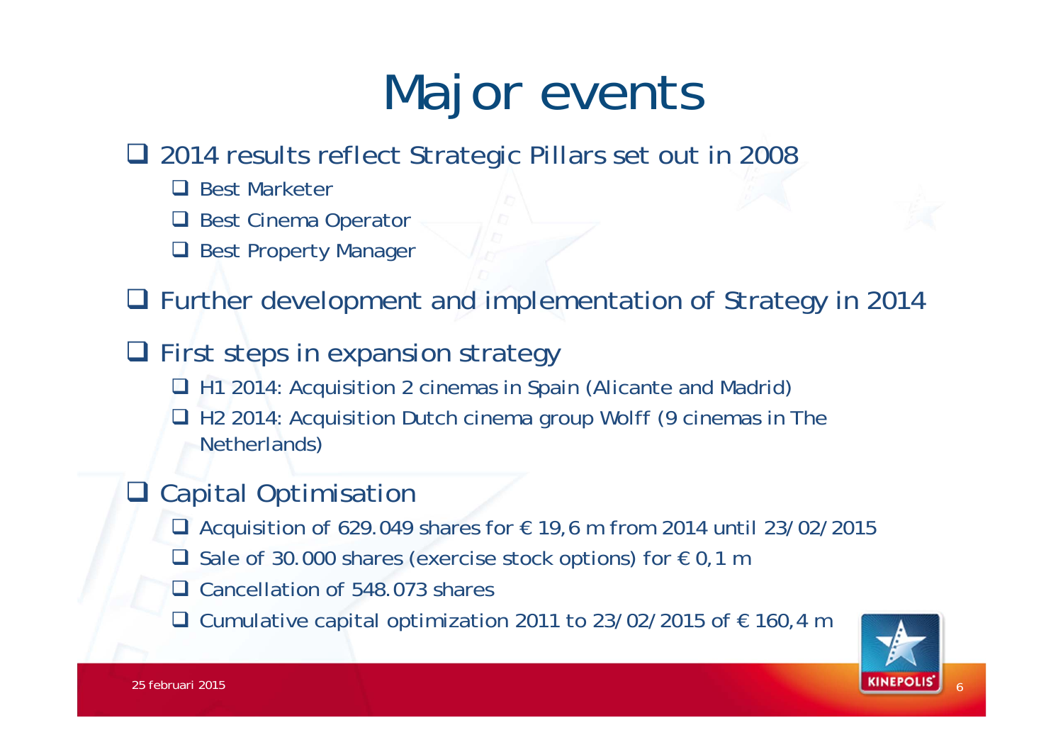# Major events

- 2014 results reflect Strategic Pillars set out in 2008
  - Best Marketer
  - Best Cinema Operator
  - Best Property Manager
- Further development and implementation of Strategy in 2014
- First steps in expansion strategy
  - H1 2014: Acquisition 2 cinemas in Spain (Alicante and Madrid)
  - H2 2014: Acquisition Dutch cinema group Wolff (9 cinemas in The Netherlands)
- Capital Optimisation
  - Acquisition of 629.049 shares for € 19,6 m from 2014 until 23/02/2015
  - Sale of 30.000 shares (exercise stock options) for € 0,1 m
  - Cancellation of 548.073 shares
  - Cumulative capital optimization 2011 to 23/02/2015 of € 160,4 m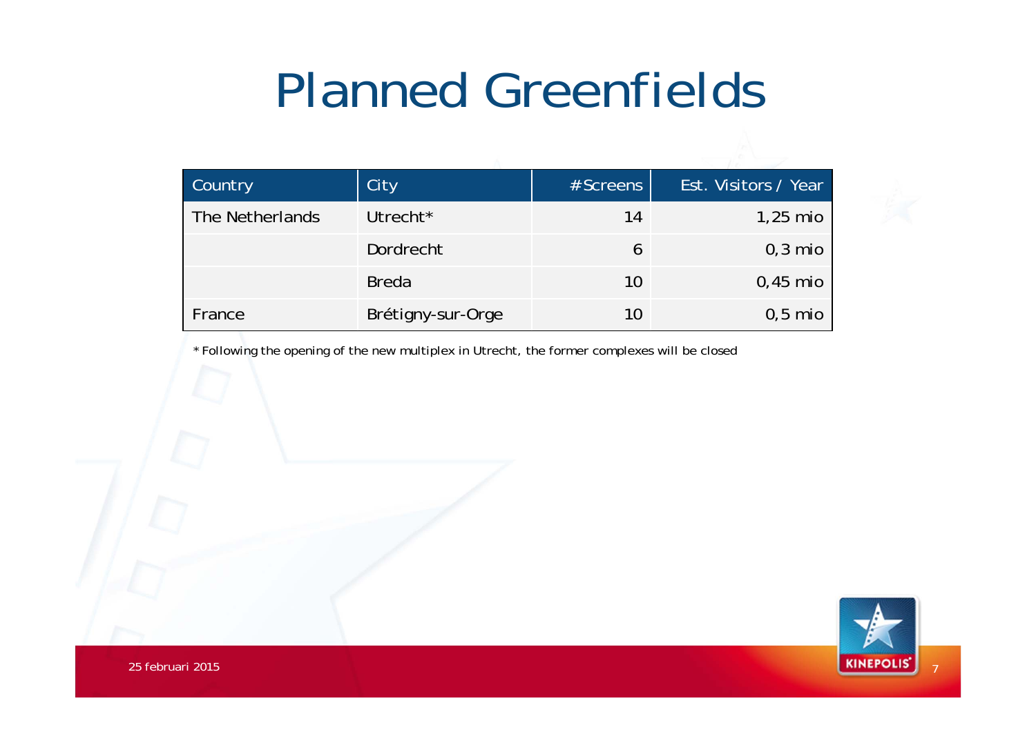# Planned Greenfields

| Country | City | #Screens | Est. Visitors / Year |
|---|---|---|---|
| The Netherlands | Utrecht* | 14 | 1,25 mio |
| | Dordrecht | 6 | 0,3 mio |
| | Breda | 10 | 0,45 mio |
| France | Brétigny-sur-Orge | 10 | 0,5 mio |

* Following the opening of the new multiplex in Utrecht, the former complexes will be closed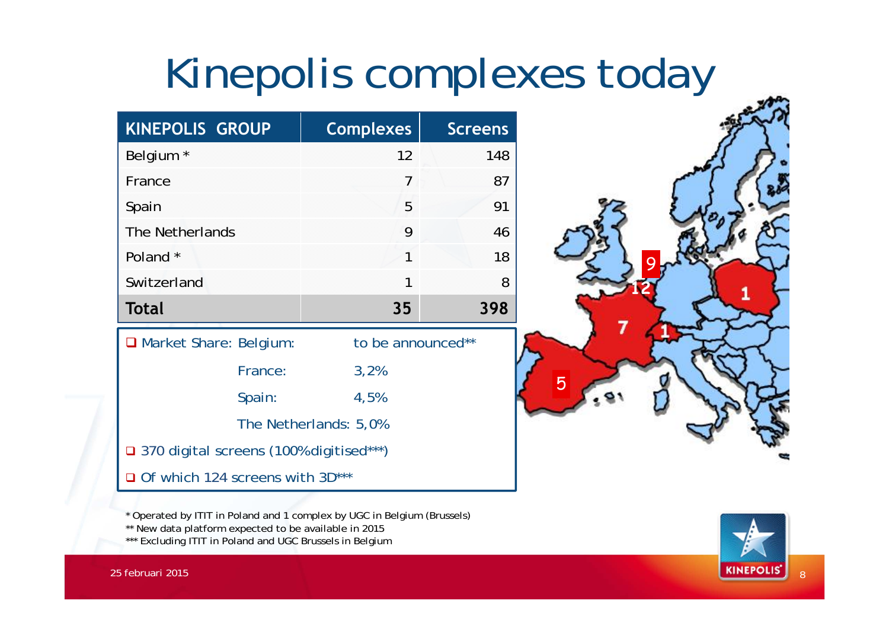# Kinepolis complexes today

| KINEPOLIS GROUP | Complexes | Screens |
|---|---|---|
| Belgium * | 12 | 148 |
| France | 7 | 87 |
| Spain | 5 | 91 |
| The Netherlands | 9 | 46 |
| Poland * | 1 | 18 |
| Switzerland | 1 | 8 |
| **Total** | **35** | **398** |

- Market Share: Belgium: to be announced**
  - France: 3,2%
  - Spain: 4,5%
  - The Netherlands: 5,0%
- 370 digital screens (100%digitised***)
- Of which 124 screens with 3D***

\* Operated by ITIT in Poland and 1 complex by UGC in Belgium (Brussels)
** New data platform expected to be available in 2015
*** Excluding ITIT in Poland and UGC Brussels in Belgium

25 februari 2015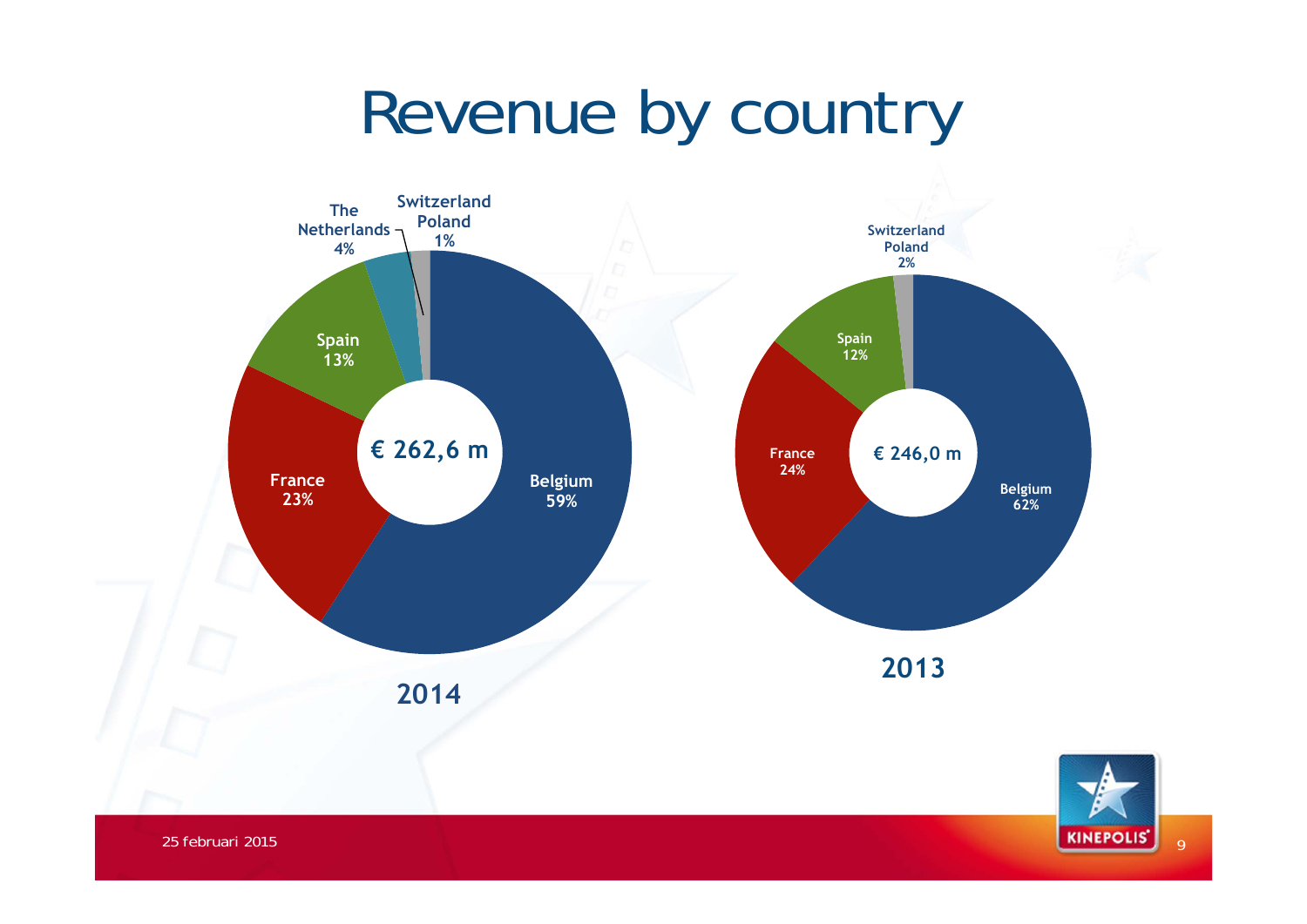# Revenue by country

**2014** — € 262,6 m

- Belgium 59%
- France 23%
- Spain 13%
- The Netherlands 4%
- Switzerland Poland 1%

**2013** — € 246,0 m

- Belgium 62%
- France 24%
- Spain 12%
- Switzerland Poland 2%

25 februari 2015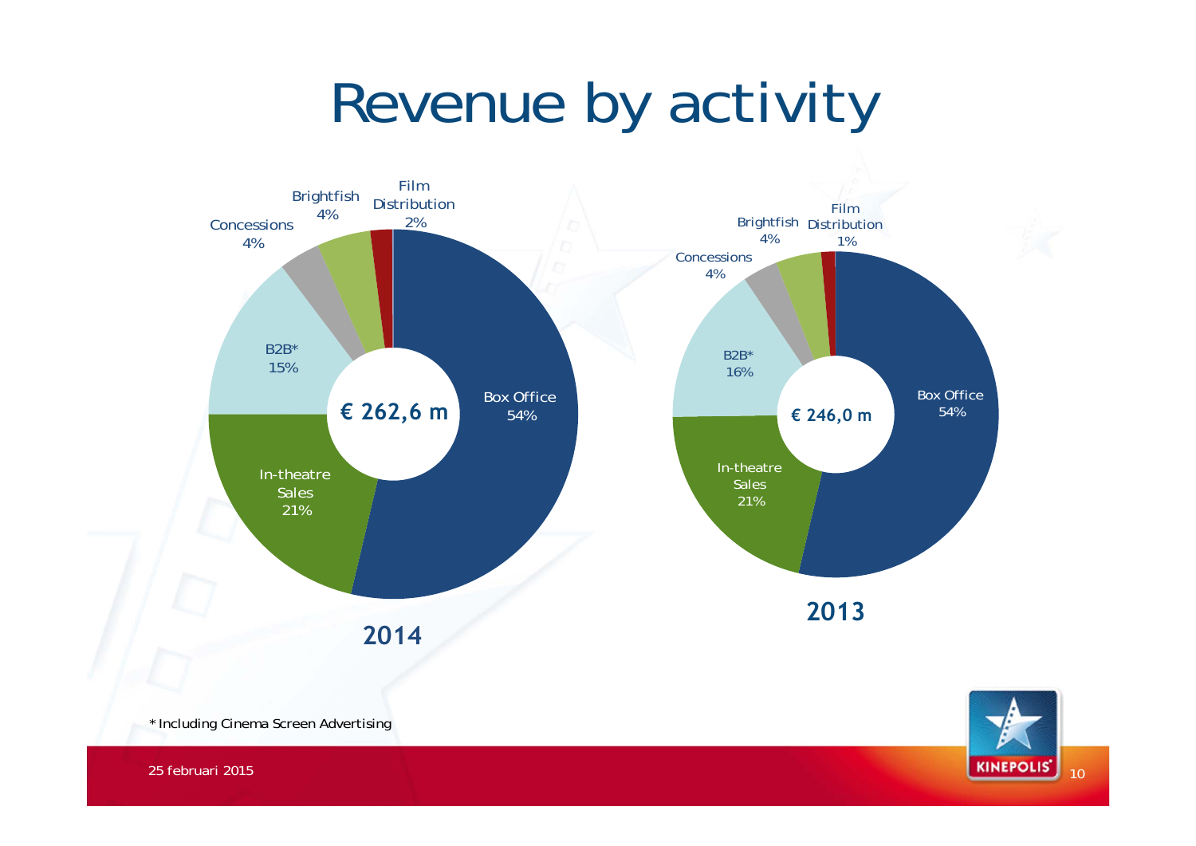# Revenue by activity

**2014** — € 262,6 m

| Activity | % |
|---|---|
| Box Office | 54% |
| In-theatre Sales | 21% |
| B2B* | 15% |
| Concessions | 4% |
| Brightfish | 4% |
| Film Distribution | 2% |

**2013** — € 246,0 m

| Activity | % |
|---|---|
| Box Office | 54% |
| In-theatre Sales | 21% |
| B2B* | 16% |
| Concessions | 4% |
| Brightfish | 4% |
| Film Distribution | 1% |

* Including Cinema Screen Advertising

25 februari 2015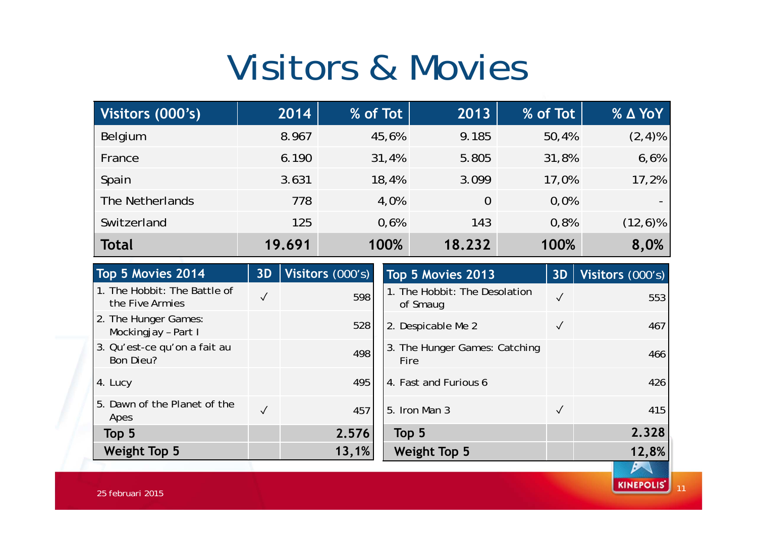# Visitors & Movies

| Visitors (000's) | 2014 | % of Tot | 2013 | % of Tot | % Δ YoY |
|---|---|---|---|---|---|
| Belgium | 8.967 | 45,6% | 9.185 | 50,4% | (2,4)% |
| France | 6.190 | 31,4% | 5.805 | 31,8% | 6,6% |
| Spain | 3.631 | 18,4% | 3.099 | 17,0% | 17,2% |
| The Netherlands | 778 | 4,0% | 0 | 0,0% | - |
| Switzerland | 125 | 0,6% | 143 | 0,8% | (12,6)% |
| **Total** | **19.691** | **100%** | **18.232** | **100%** | **8,0%** |

| Top 5 Movies 2014 | 3D | Visitors (000's) |
|---|---|---|
| 1. The Hobbit: The Battle of the Five Armies | ✓ | 598 |
| 2. The Hunger Games: Mockingjay – Part I | | 528 |
| 3. Qu'est-ce qu'on a fait au Bon Dieu? | | 498 |
| 4. Lucy | | 495 |
| 5. Dawn of the Planet of the Apes | ✓ | 457 |
| **Top 5** | | **2.576** |
| **Weight Top 5** | | **13,1%** |

| Top 5 Movies 2013 | 3D | Visitors (000's) |
|---|---|---|
| 1. The Hobbit: The Desolation of Smaug | ✓ | 553 |
| 2. Despicable Me 2 | ✓ | 467 |
| 3. The Hunger Games: Catching Fire | | 466 |
| 4. Fast and Furious 6 | | 426 |
| 5. Iron Man 3 | ✓ | 415 |
| **Top 5** | | **2.328** |
| **Weight Top 5** | | **12,8%** |

25 februari 2015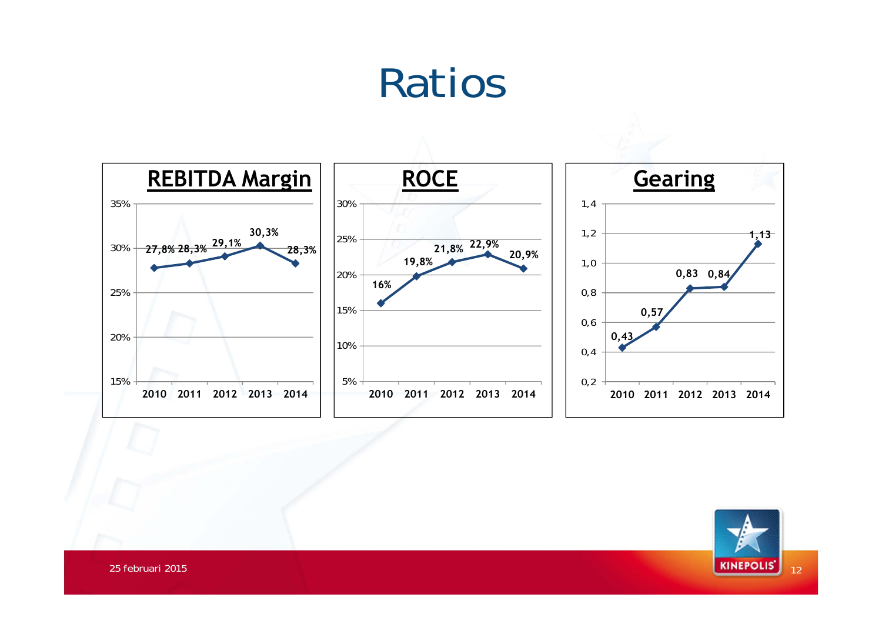# Ratios

## REBITDA Margin

| 2010 | 2011 | 2012 | 2013 | 2014 |
|---|---|---|---|---|
| 27,8% | 28,3% | 29,1% | 30,3% | 28,3% |

## ROCE

| 2010 | 2011 | 2012 | 2013 | 2014 |
|---|---|---|---|---|
| 16% | 19,8% | 21,8% | 22,9% | 20,9% |

## Gearing

| 2010 | 2011 | 2012 | 2013 | 2014 |
|---|---|---|---|---|
| 0,43 | 0,57 | 0,83 | 0,84 | 1,13 |

25 februari 2015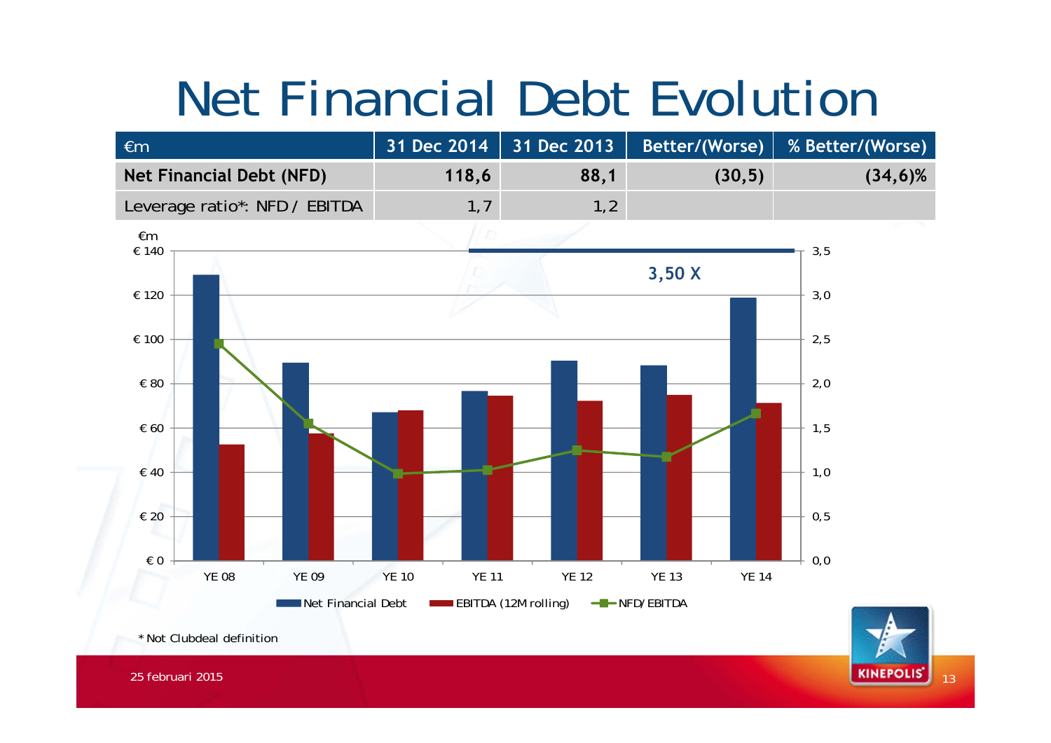# Net Financial Debt Evolution

| €m | 31 Dec 2014 | 31 Dec 2013 | Better/(Worse) | % Better/(Worse) |
|---|---|---|---|---|
| **Net Financial Debt (NFD)** | **118,6** | **88,1** | **(30,5)** | **(34,6)%** |
| Leverage ratio*: NFD / EBITDA | 1,7 | 1,2 | | |

€m

3,50 X

YE 08 YE 09 YE 10 YE 11 YE 12 YE 13 YE 14

Net Financial Debt | EBITDA (12M rolling) | NFD/EBITDA

* Not Clubdeal definition

25 februari 2015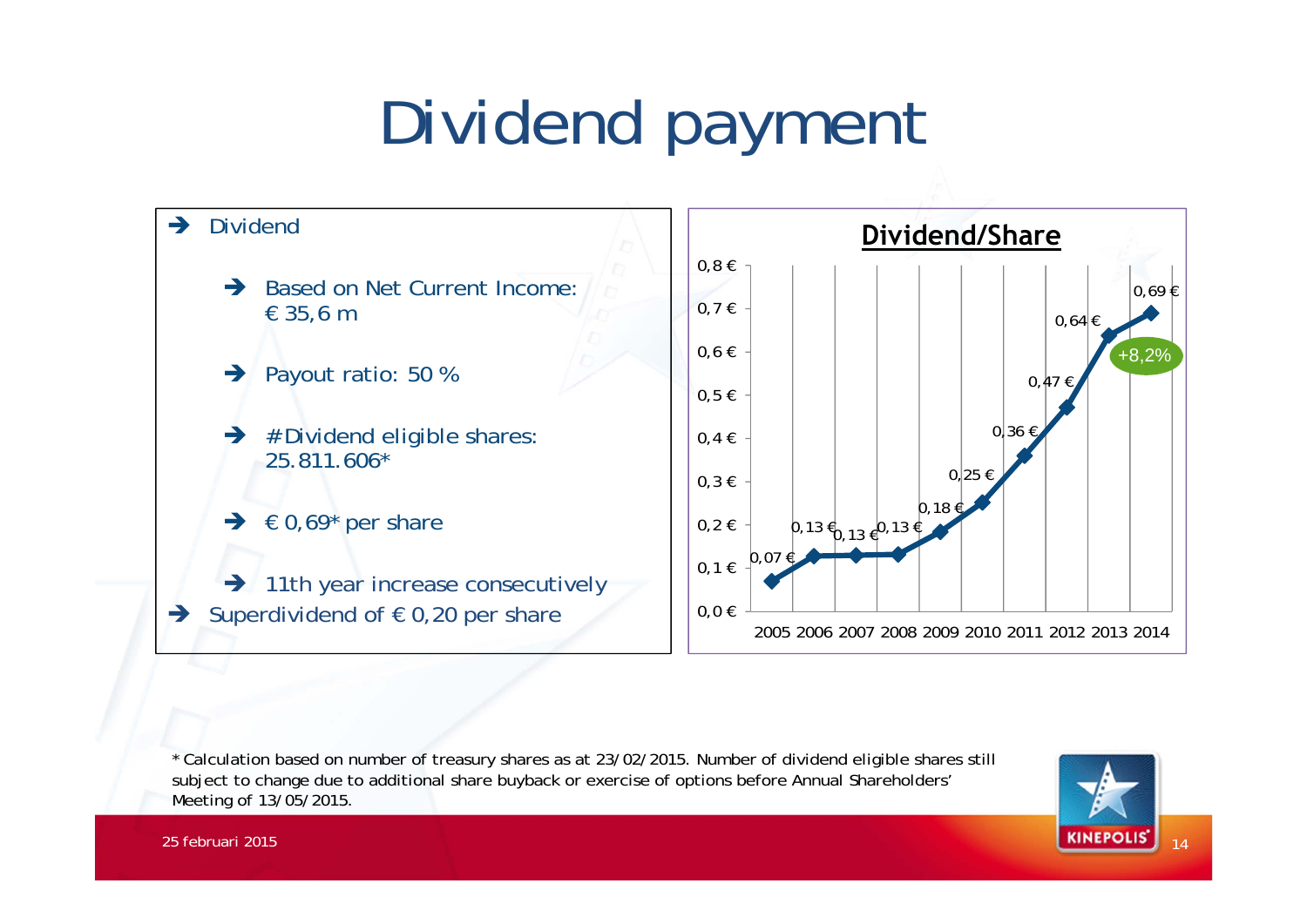# Dividend payment

- Dividend
  - Based on Net Current Income: € 35,6 m
  - Payout ratio: 50 %
  - #Dividend eligible shares: 25.811.606*
  - € 0,69* per share
  - 11th year increase consecutively
- Superdividend of € 0,20 per share

**Dividend/Share**

| Year | Dividend/Share |
|---|---|
| 2005 | 0,07 € |
| 2006 | 0,13 € |
| 2007 | 0,13 € |
| 2008 | 0,13 € |
| 2009 | 0,18 € |
| 2010 | 0,25 € |
| 2011 | 0,36 € |
| 2012 | 0,47 € |
| 2013 | 0,64 € |
| 2014 | 0,69 € |

+8,2%

\* Calculation based on number of treasury shares as at 23/02/2015. Number of dividend eligible shares still subject to change due to additional share buyback or exercise of options before Annual Shareholders' Meeting of 13/05/2015.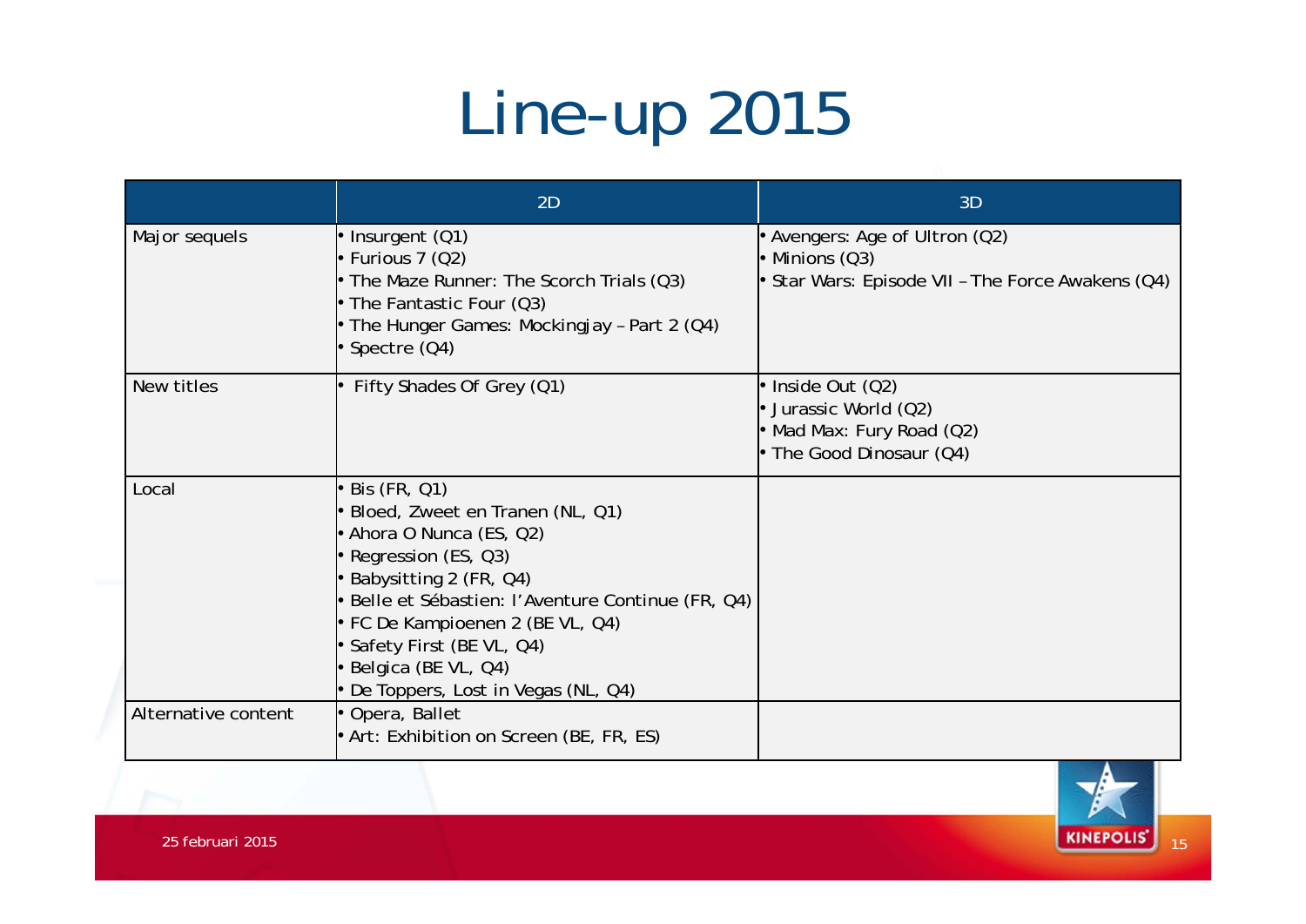# Line-up 2015

| | 2D | 3D |
|---|---|---|
| Major sequels | • Insurgent (Q1)<br>• Furious 7 (Q2)<br>• The Maze Runner: The Scorch Trials (Q3)<br>• The Fantastic Four (Q3)<br>• The Hunger Games: Mockingjay – Part 2 (Q4)<br>• Spectre (Q4) | • Avengers: Age of Ultron (Q2)<br>• Minions (Q3)<br>• Star Wars: Episode VII – The Force Awakens (Q4) |
| New titles | • Fifty Shades Of Grey (Q1) | • Inside Out (Q2)<br>• Jurassic World (Q2)<br>• Mad Max: Fury Road (Q2)<br>• The Good Dinosaur (Q4) |
| Local | • Bis (FR, Q1)<br>• Bloed, Zweet en Tranen (NL, Q1)<br>• Ahora O Nunca (ES, Q2)<br>• Regression (ES, Q3)<br>• Babysitting 2 (FR, Q4)<br>• Belle et Sébastien: l'Aventure Continue (FR, Q4)<br>• FC De Kampioenen 2 (BE VL, Q4)<br>• Safety First (BE VL, Q4)<br>• Belgica (BE VL, Q4)<br>• De Toppers, Lost in Vegas (NL, Q4) | |
| Alternative content | • Opera, Ballet<br>• Art: Exhibition on Screen (BE, FR, ES) | |

25 februari 2015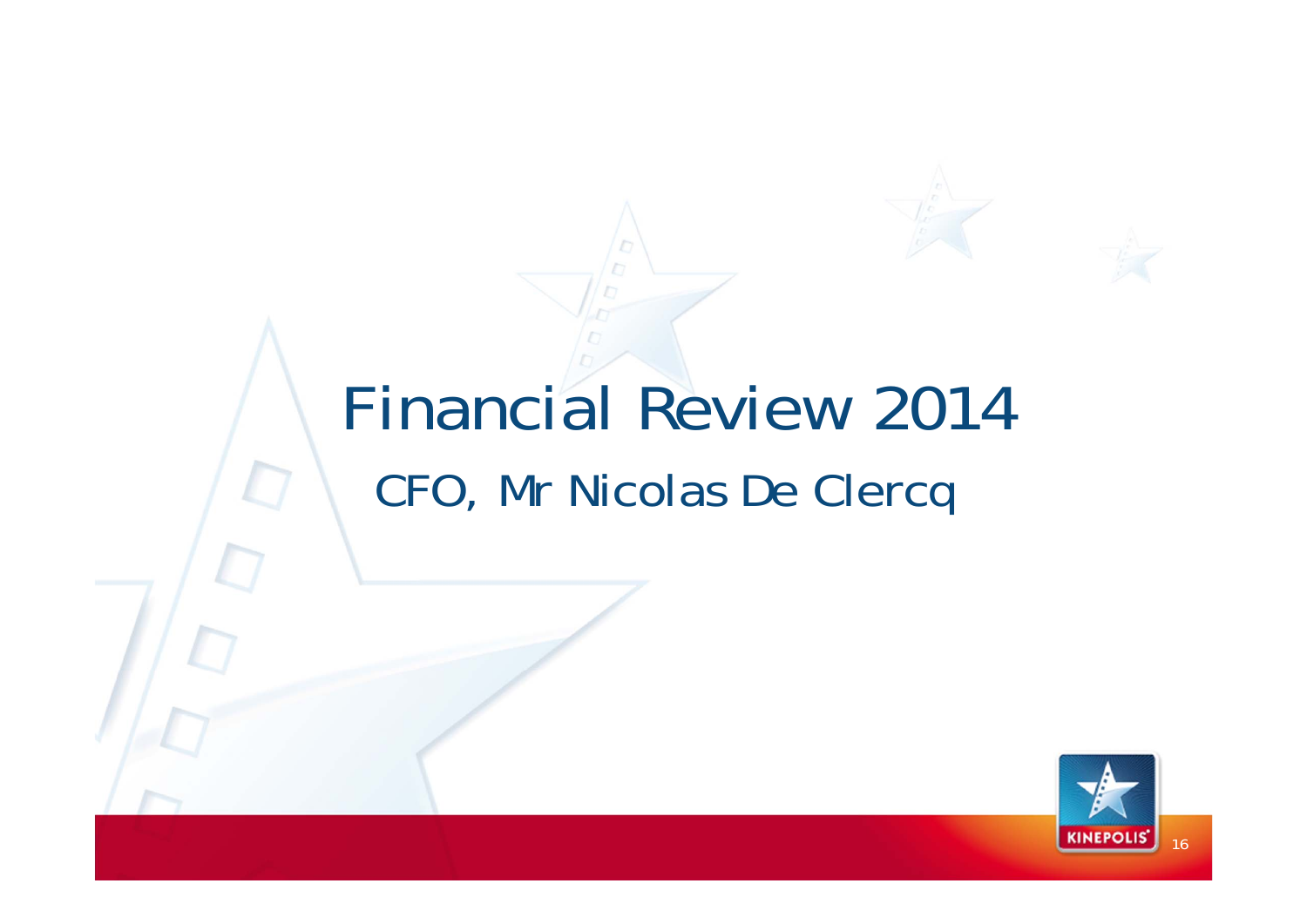# Financial Review 2014

## CFO, Mr Nicolas De Clercq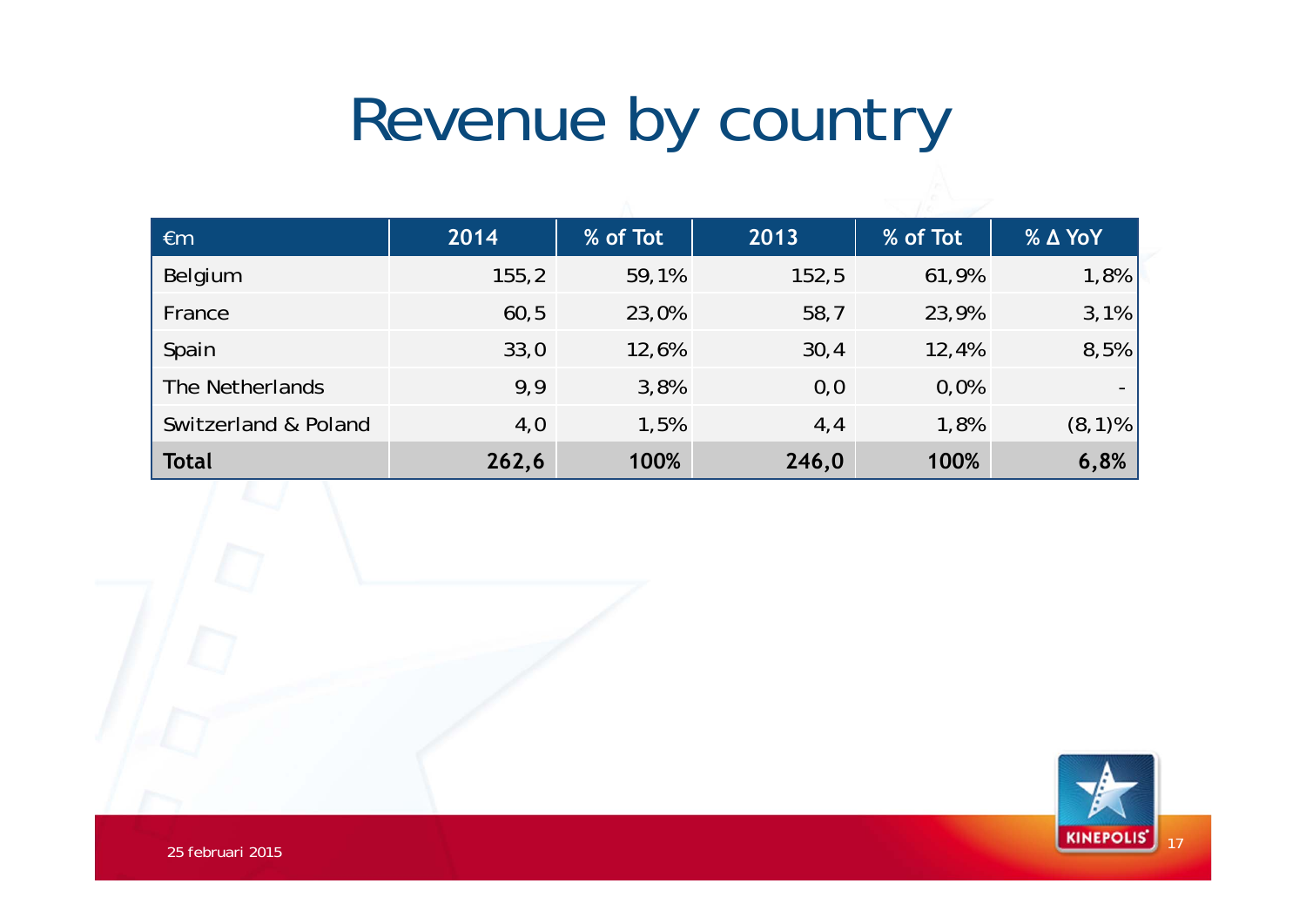# Revenue by country

| €m | 2014 | % of Tot | 2013 | % of Tot | % Δ YoY |
|---|---|---|---|---|---|
| Belgium | 155,2 | 59,1% | 152,5 | 61,9% | 1,8% |
| France | 60,5 | 23,0% | 58,7 | 23,9% | 3,1% |
| Spain | 33,0 | 12,6% | 30,4 | 12,4% | 8,5% |
| The Netherlands | 9,9 | 3,8% | 0,0 | 0,0% | - |
| Switzerland & Poland | 4,0 | 1,5% | 4,4 | 1,8% | (8,1)% |
| **Total** | **262,6** | **100%** | **246,0** | **100%** | **6,8%** |

25 februari 2015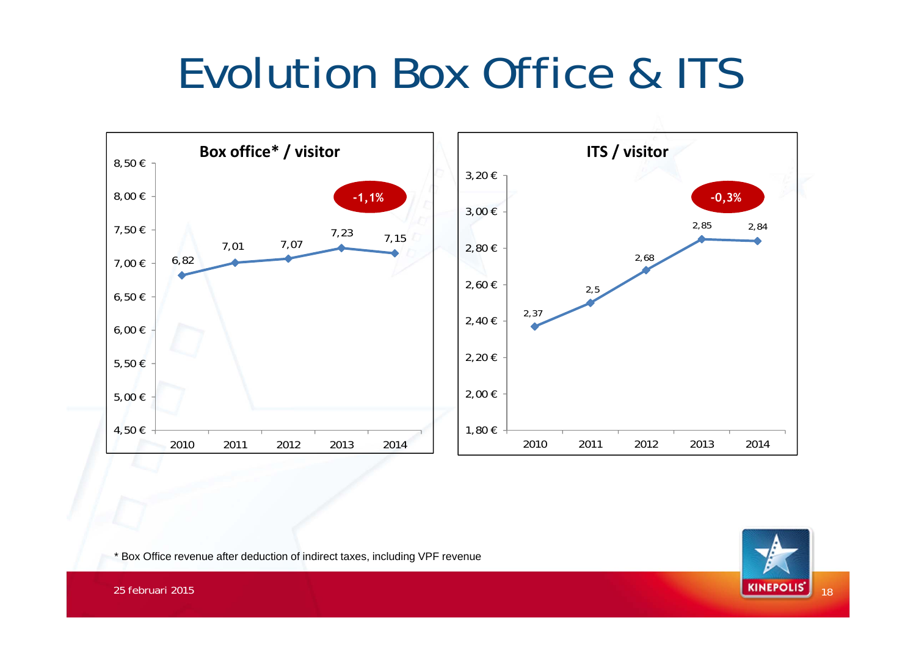# Evolution Box Office & ITS

**Box office* / visitor**

-1,1%

| Year | Box office* / visitor |
|---|---|
| 2010 | 6,82 |
| 2011 | 7,01 |
| 2012 | 7,07 |
| 2013 | 7,23 |
| 2014 | 7,15 |

**ITS / visitor**

-0,3%

| Year | ITS / visitor |
|---|---|
| 2010 | 2,37 |
| 2011 | 2,5 |
| 2012 | 2,68 |
| 2013 | 2,85 |
| 2014 | 2,84 |

* Box Office revenue after deduction of indirect taxes, including VPF revenue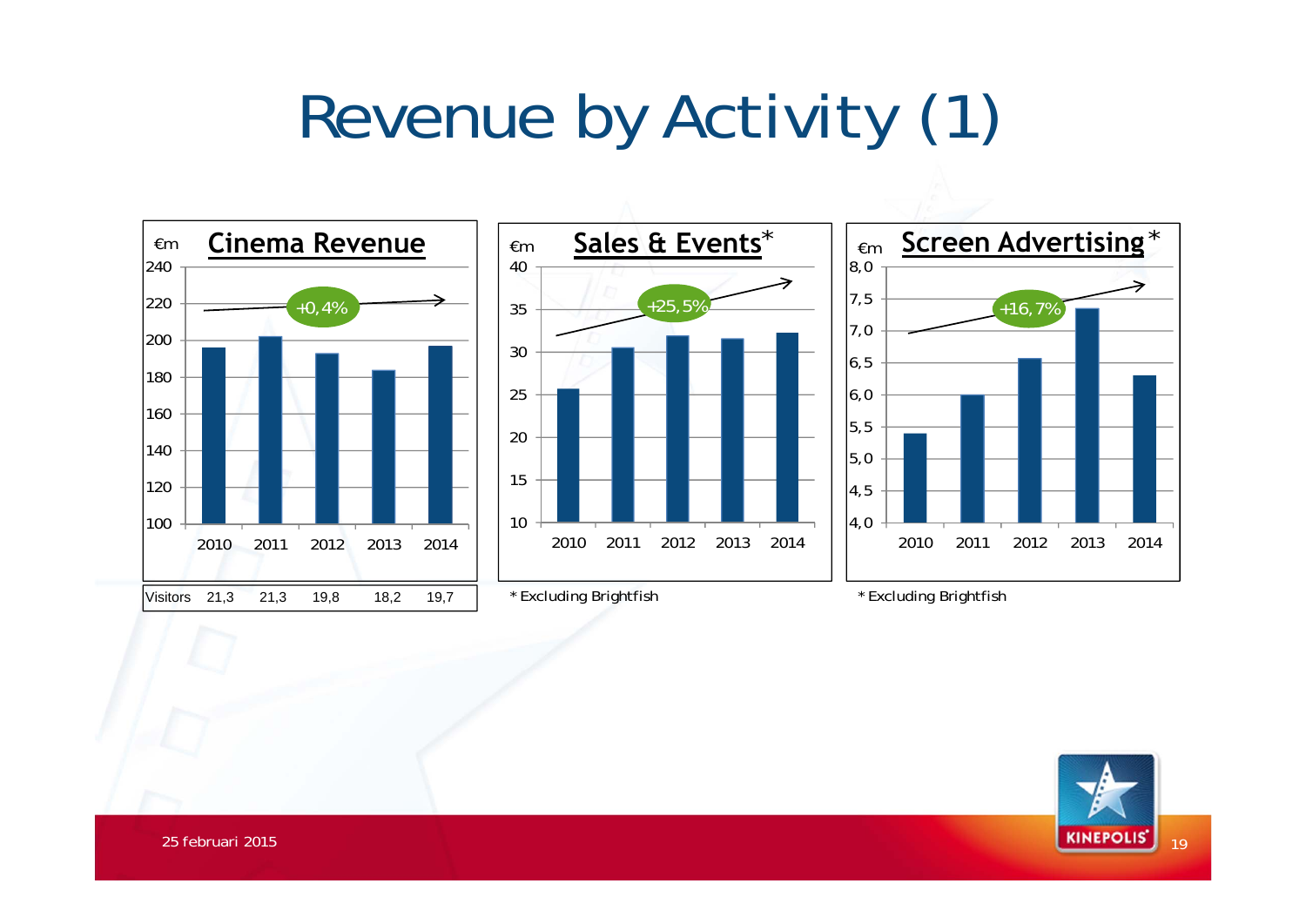# Revenue by Activity (1)

## Cinema Revenue

€m

+0,4%

| Visitors | 2010 | 2011 | 2012 | 2013 | 2014 |
|---|---|---|---|---|---|
| Visitors | 21,3 | 21,3 | 19,8 | 18,2 | 19,7 |

## Sales & Events*

€m

+25,5%

* Excluding Brightfish

## Screen Advertising*

€m

+16,7%

* Excluding Brightfish

25 februari 2015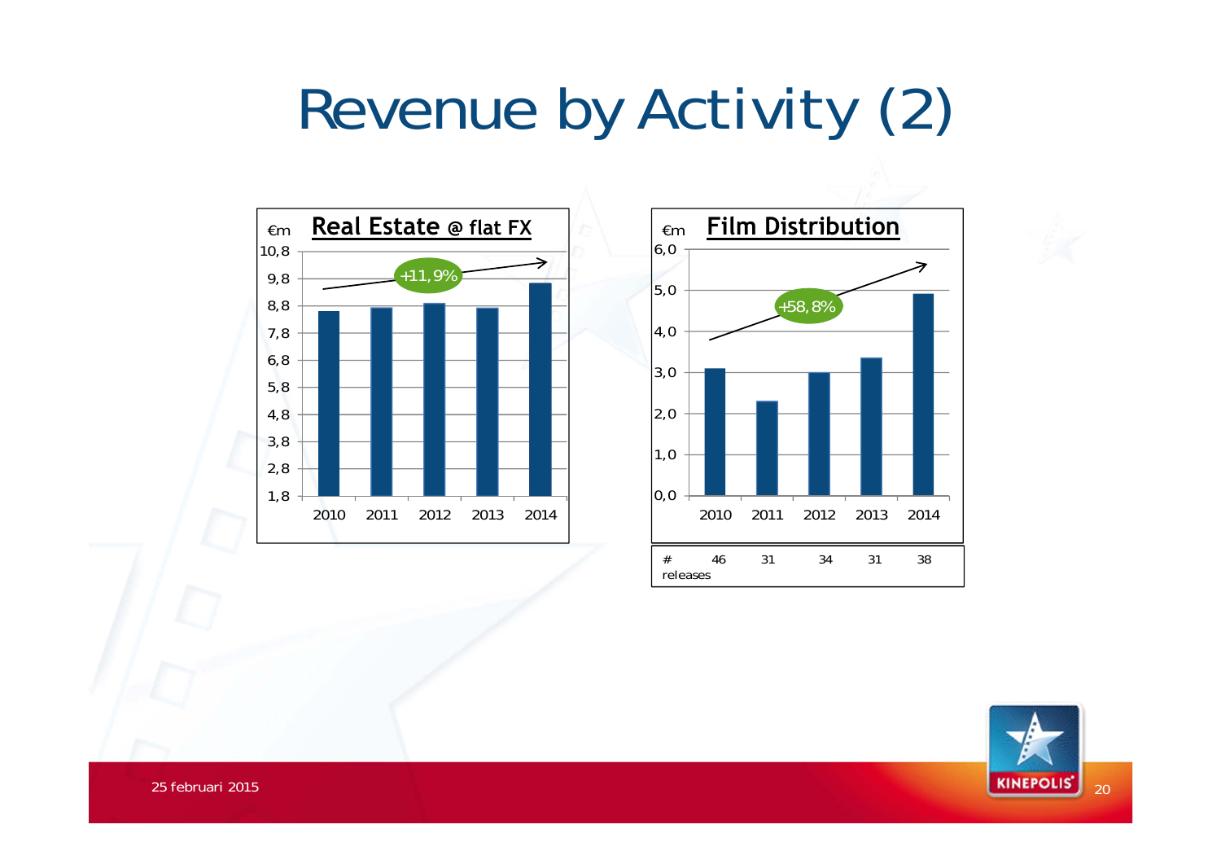# Revenue by Activity (2)

## Real Estate @ flat FX

€m

10,8 / 9,8 / 8,8 / 7,8 / 6,8 / 5,8 / 4,8 / 3,8 / 2,8 / 1,8

+11,9%

2010 2011 2012 2013 2014

## Film Distribution

€m

6,0 / 5,0 / 4,0 / 3,0 / 2,0 / 1,0 / 0,0

+58,8%

2010 2011 2012 2013 2014

| | 2010 | 2011 | 2012 | 2013 | 2014 |
|---|---|---|---|---|---|
| # releases | 46 | 31 | 34 | 31 | 38 |

25 februari 2015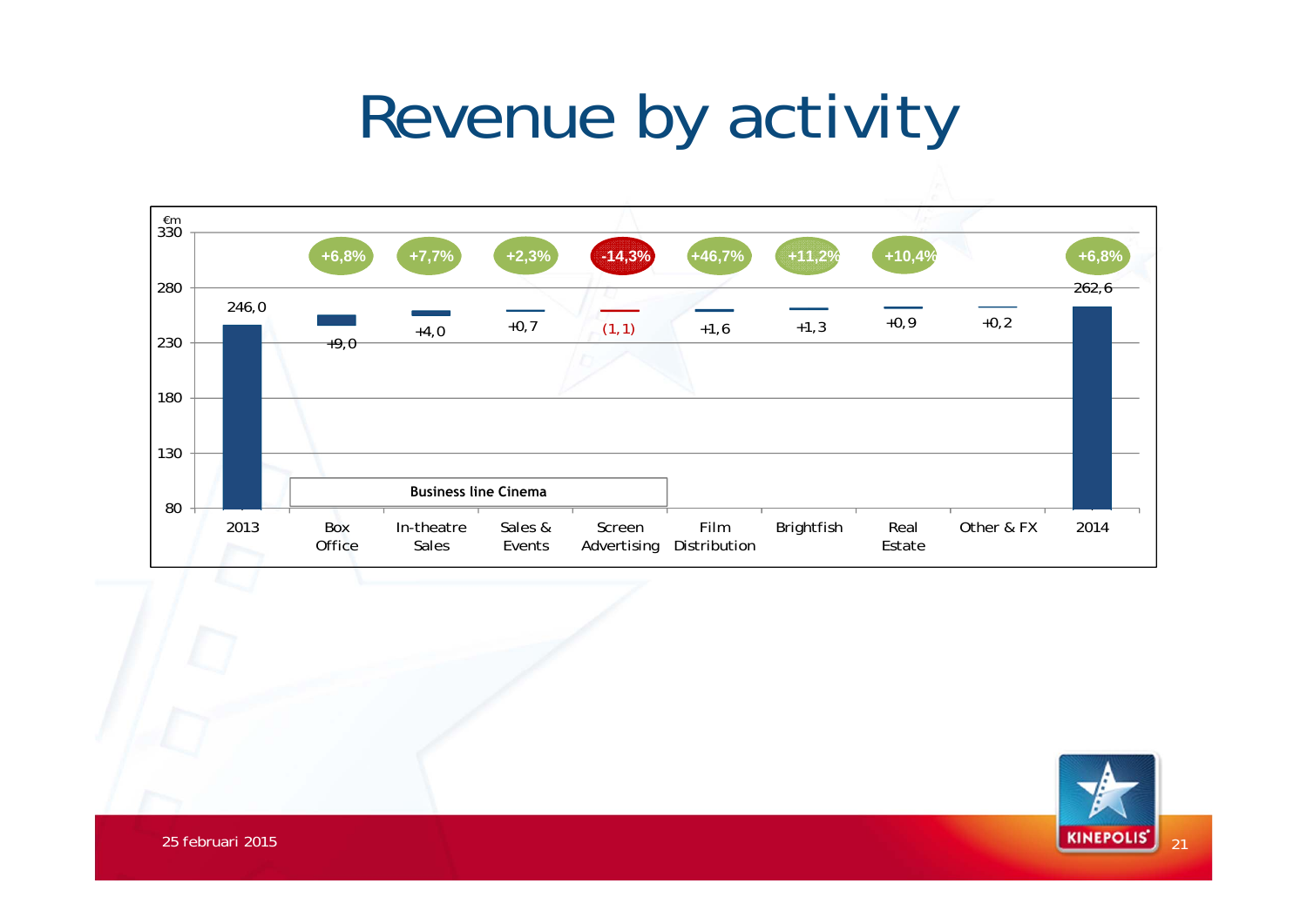# Revenue by activity

€m

| | 2013 | Box Office | In-theatre Sales | Sales & Events | Screen Advertising | Film Distribution | Brightfish | Real Estate | Other & FX | 2014 |
|---|---|---|---|---|---|---|---|---|---|---|
| Value | 246,0 | +9,0 | +4,0 | +0,7 | (1,1) | +1,6 | +1,3 | +0,9 | +0,2 | 262,6 |
| Change | | +6,8% | +7,7% | +2,3% | -14,3% | +46,7% | +11,2% | +10,4% | | +6,8% |

Business line Cinema

25 februari 2015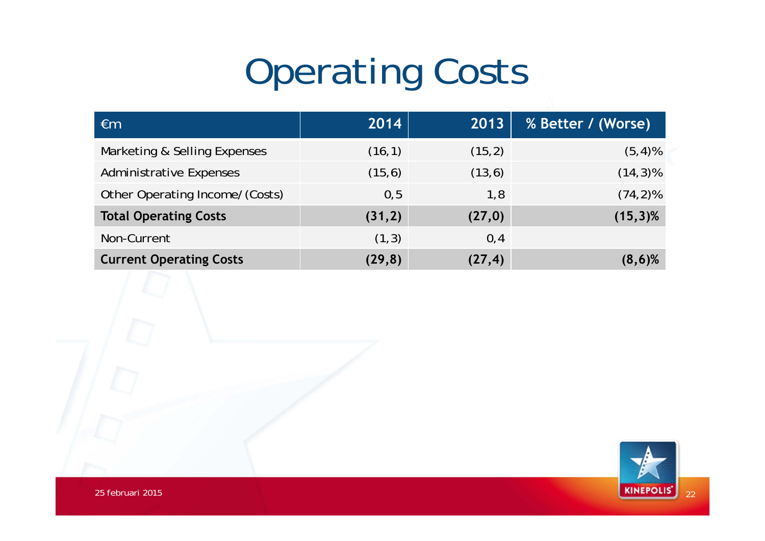# Operating Costs

| €m | 2014 | 2013 | % Better / (Worse) |
|---|---|---|---|
| Marketing & Selling Expenses | (16,1) | (15,2) | (5,4)% |
| Administrative Expenses | (15,6) | (13,6) | (14,3)% |
| Other Operating Income/(Costs) | 0,5 | 1,8 | (74,2)% |
| **Total Operating Costs** | **(31,2)** | **(27,0)** | **(15,3)%** |
| Non-Current | (1,3) | 0,4 | |
| **Current Operating Costs** | **(29,8)** | **(27,4)** | **(8,6)%** |

25 februari 2015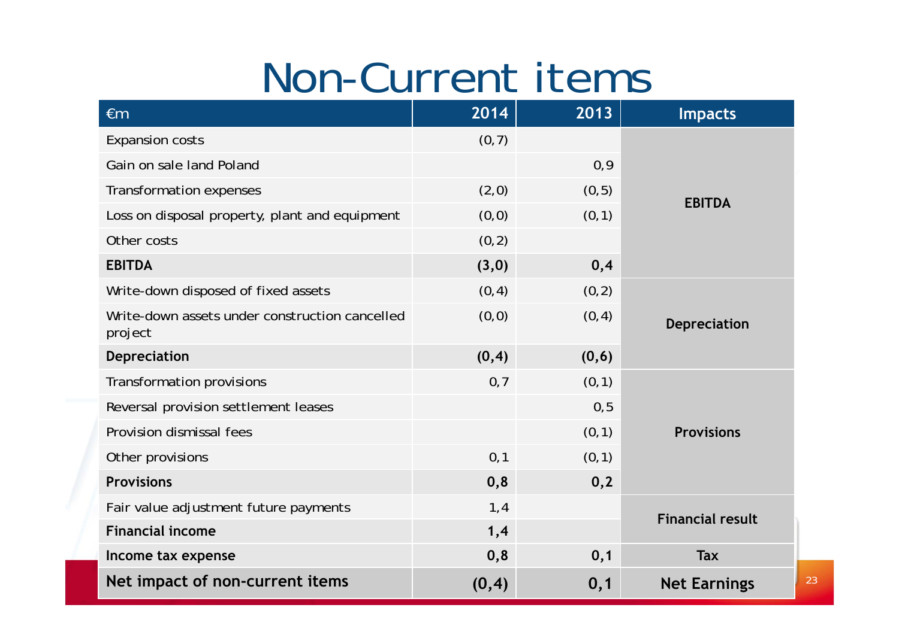# Non-Current items

| €m | 2014 | 2013 | Impacts |
|---|---|---|---|
| Expansion costs | (0,7) | | EBITDA |
| Gain on sale land Poland | | 0,9 | |
| Transformation expenses | (2,0) | (0,5) | |
| Loss on disposal property, plant and equipment | (0,0) | (0,1) | |
| Other costs | (0,2) | | |
| **EBITDA** | **(3,0)** | **0,4** | |
| Write-down disposed of fixed assets | (0,4) | (0,2) | Depreciation |
| Write-down assets under construction cancelled project | (0,0) | (0,4) | |
| **Depreciation** | **(0,4)** | **(0,6)** | |
| Transformation provisions | 0,7 | (0,1) | Provisions |
| Reversal provision settlement leases | | 0,5 | |
| Provision dismissal fees | | (0,1) | |
| Other provisions | 0,1 | (0,1) | |
| **Provisions** | **0,8** | **0,2** | |
| Fair value adjustment future payments | 1,4 | | Financial result |
| **Financial income** | **1,4** | | |
| **Income tax expense** | **0,8** | **0,1** | Tax |
| **Net impact of non-current items** | **(0,4)** | **0,1** | **Net Earnings** |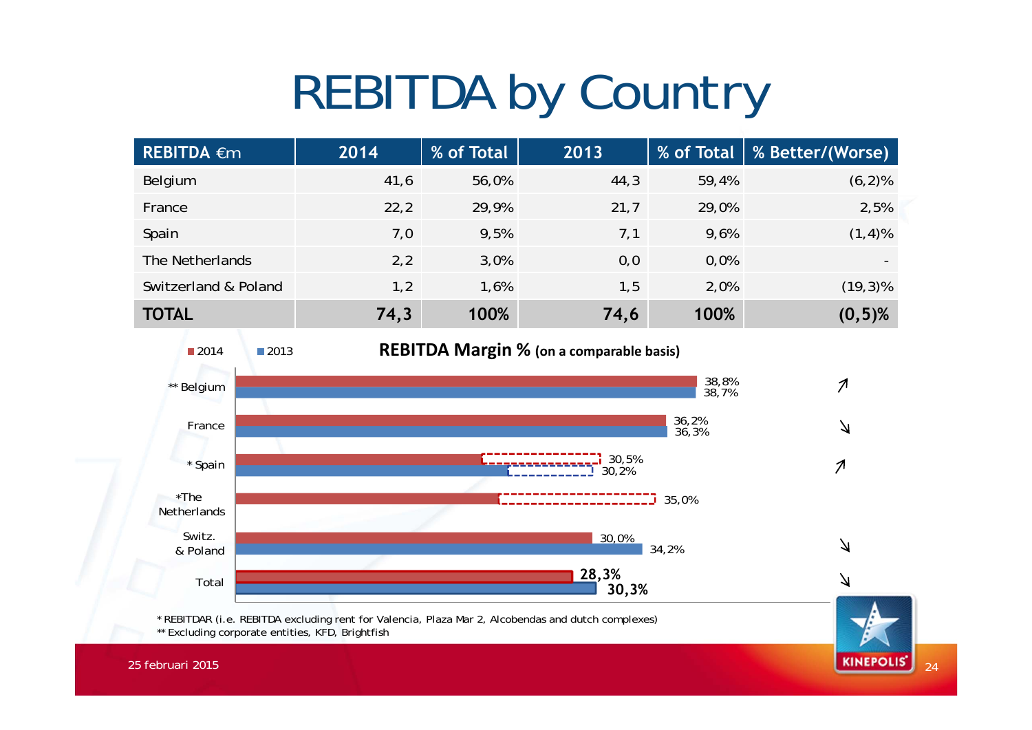# REBITDA by Country

| REBITDA €m | 2014 | % of Total | 2013 | % of Total | % Better/(Worse) |
|---|---|---|---|---|---|
| Belgium | 41,6 | 56,0% | 44,3 | 59,4% | (6,2)% |
| France | 22,2 | 29,9% | 21,7 | 29,0% | 2,5% |
| Spain | 7,0 | 9,5% | 7,1 | 9,6% | (1,4)% |
| The Netherlands | 2,2 | 3,0% | 0,0 | 0,0% | - |
| Switzerland & Poland | 1,2 | 1,6% | 1,5 | 2,0% | (19,3)% |
| **TOTAL** | **74,3** | **100%** | **74,6** | **100%** | **(0,5)%** |

**REBITDA Margin % (on a comparable basis)**

| | 2014 | 2013 | Trend |
|---|---|---|---|
| ** Belgium | 38,8% | 38,7% | ↗ |
| France | 36,2% | 36,3% | ↘ |
| * Spain | 30,5% | 30,2% | ↗ |
| *The Netherlands | 35,0% | | |
| Switz. & Poland | 30,0% | 34,2% | ↘ |
| Total | **28,3%** | **30,3%** | ↘ |

* REBITDAR (i.e. REBITDA excluding rent for Valencia, Plaza Mar 2, Alcobendas and dutch complexes)
** Excluding corporate entities, KFD, Brightfish

25 februari 2015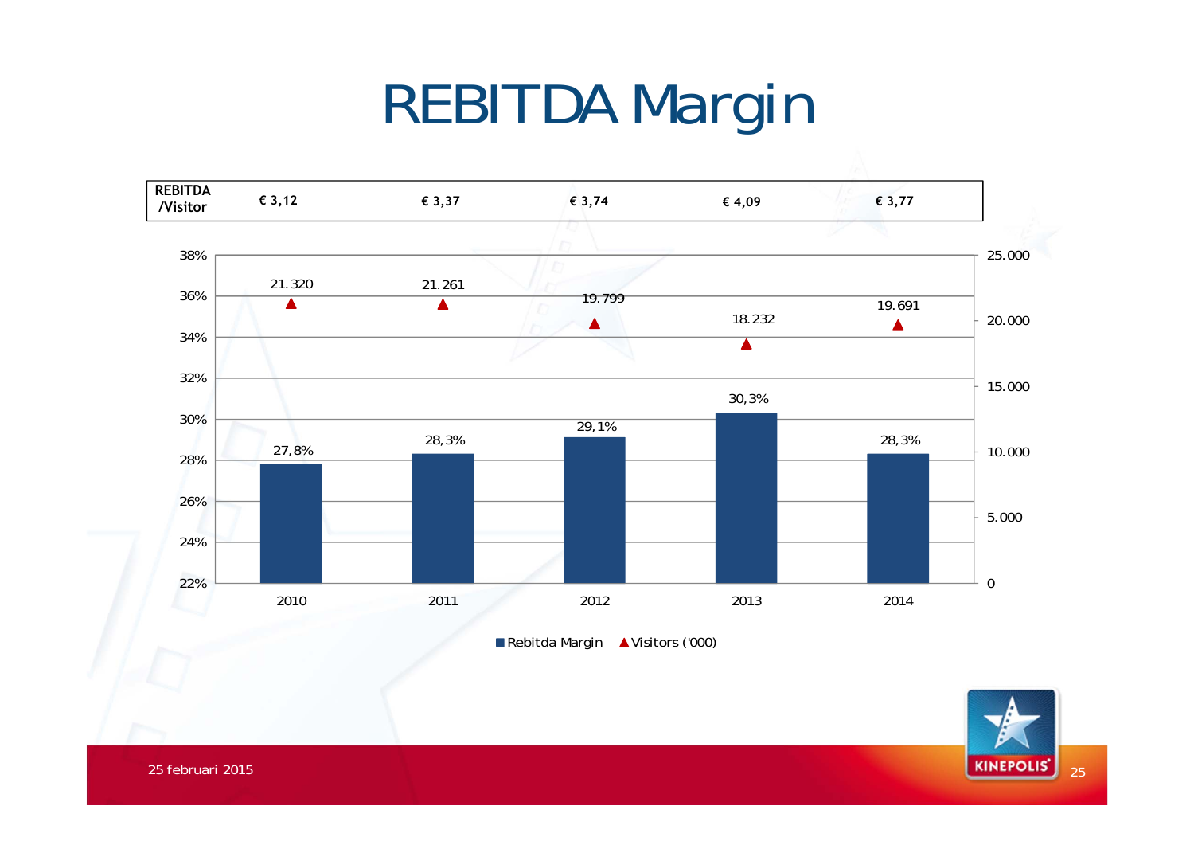# REBITDA Margin

| REBITDA /Visitor | € 3,12 | € 3,37 | € 3,74 | € 4,09 | € 3,77 |
|---|---|---|---|---|---|

| | 2010 | 2011 | 2012 | 2013 | 2014 |
|---|---|---|---|---|---|
| Rebitda Margin | 27,8% | 28,3% | 29,1% | 30,3% | 28,3% |
| Visitors ('000) | 21.320 | 21.261 | 19.799 | 18.232 | 19.691 |

25 februari 2015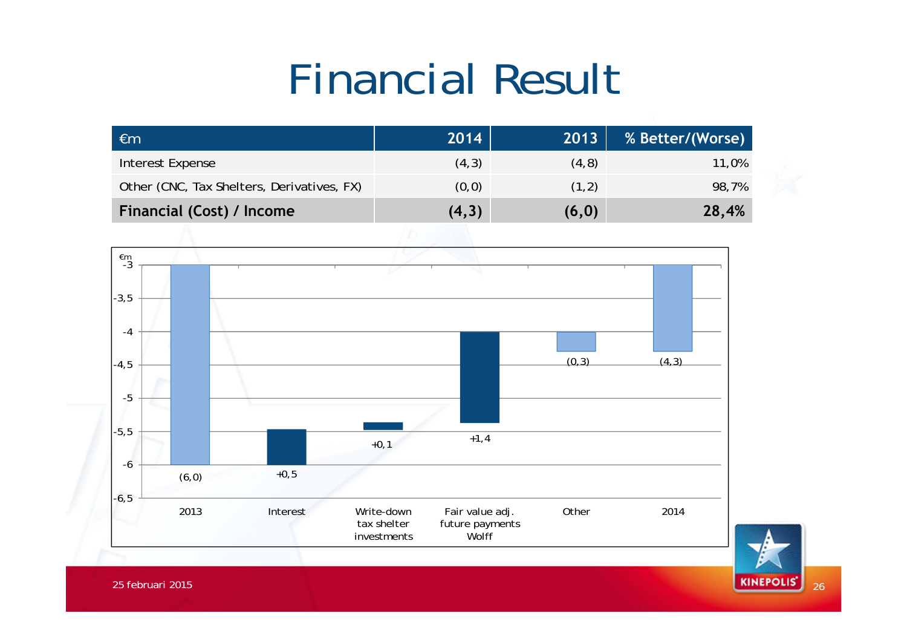# Financial Result

| €m | 2014 | 2013 | % Better/(Worse) |
|---|---|---|---|
| Interest Expense | (4,3) | (4,8) | 11,0% |
| Other (CNC, Tax Shelters, Derivatives, FX) | (0,0) | (1,2) | 98,7% |
| **Financial (Cost) / Income** | **(4,3)** | **(6,0)** | **28,4%** |

€m

| | 2013 | Interest | Write-down tax shelter investments | Fair value adj. future payments Wolff | Other | 2014 |
|---|---|---|---|---|---|---|
| Value | (6,0) | +0,5 | +0,1 | +1,4 | (0,3) | (4,3) |

25 februari 2015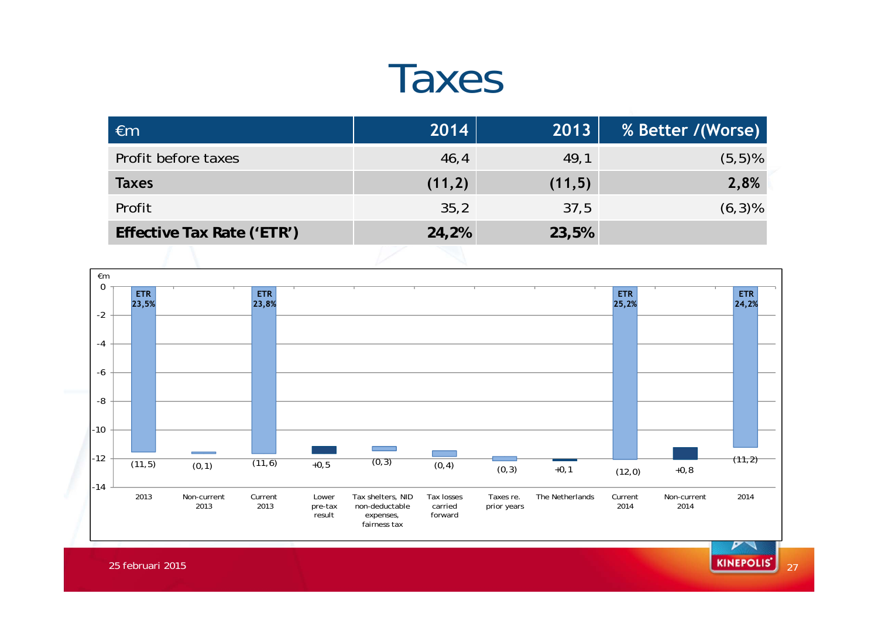# Taxes

| €m | 2014 | 2013 | % Better /(Worse) |
|---|---|---|---|
| Profit before taxes | 46,4 | 49,1 | (5,5)% |
| **Taxes** | **(11,2)** | **(11,5)** | **2,8%** |
| Profit | 35,2 | 37,5 | (6,3)% |
| **Effective Tax Rate ('ETR')** | **24,2%** | **23,5%** | |

€m

| | 2013 | Non-current 2013 | Current 2013 | Lower pre-tax result | Tax shelters, NID non-deductable expenses, fairness tax | Tax losses carried forward | Taxes re. prior years | The Netherlands | Current 2014 | Non-current 2014 | 2014 |
|---|---|---|---|---|---|---|---|---|---|---|---|
| Value | (11,5) | (0,1) | (11,6) | +0,5 | (0,3) | (0,4) | (0,3) | +0,1 | (12,0) | +0,8 | (11,2) |
| ETR | 23,5% | | 23,8% | | | | | | 25,2% | | 24,2% |

25 februari 2015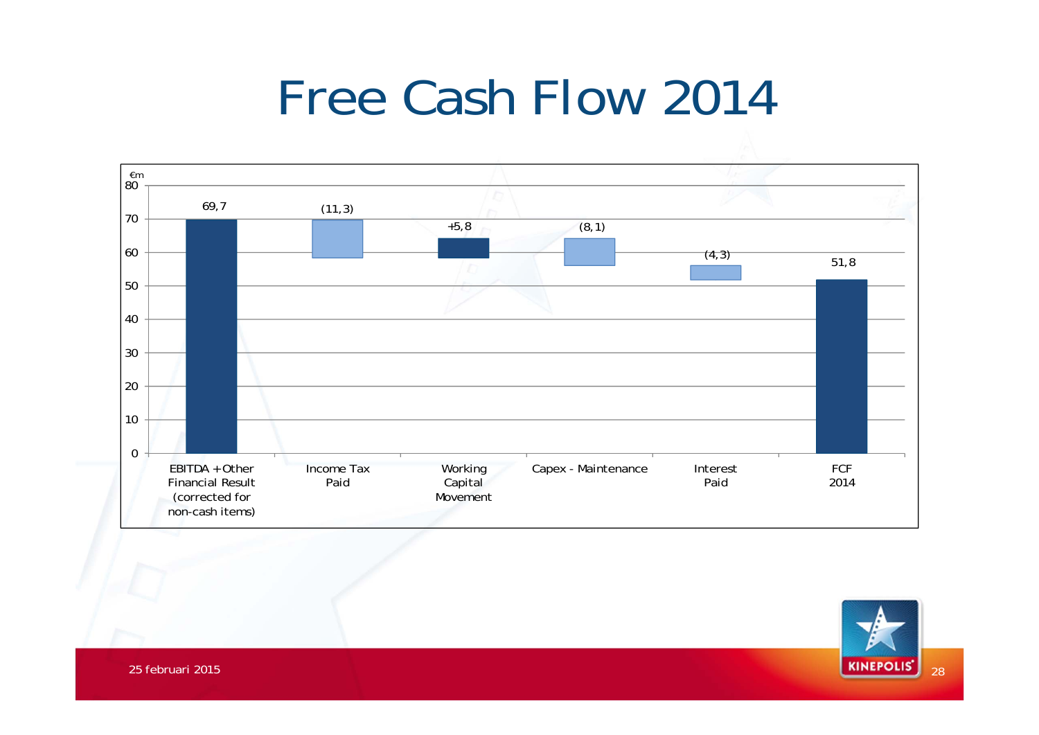# Free Cash Flow 2014

€m

| | €m |
|---|---|
| EBITDA + Other Financial Result (corrected for non-cash items) | 69,7 |
| Income Tax Paid | (11,3) |
| Working Capital Movement | +5,8 |
| Capex - Maintenance | (8,1) |
| Interest Paid | (4,3) |
| FCF 2014 | 51,8 |

25 februari 2015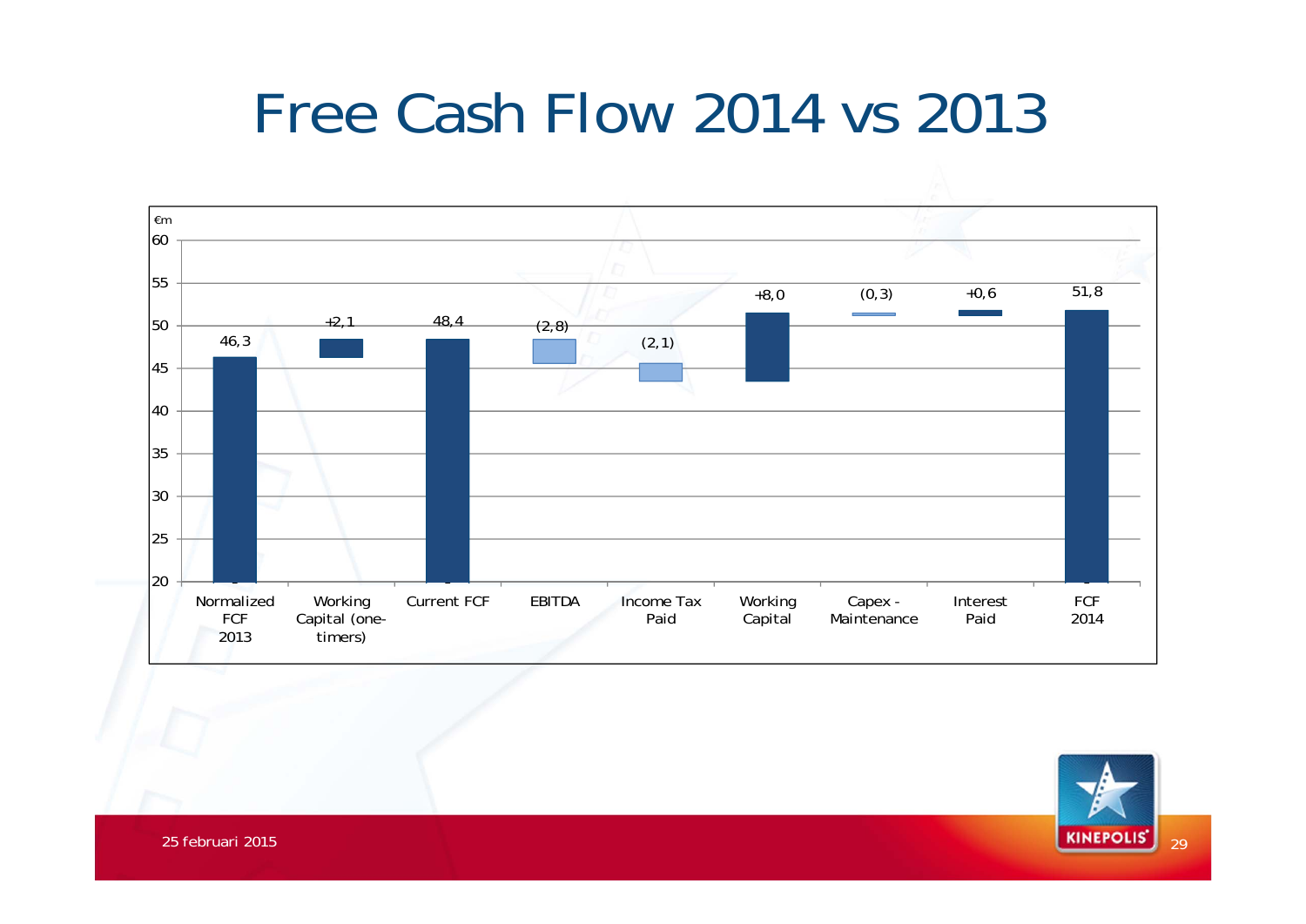# Free Cash Flow 2014 vs 2013

€m

| | Value |
|---|---|
| Normalized FCF 2013 | 46,3 |
| Working Capital (one-timers) | +2,1 |
| Current FCF | 48,4 |
| EBITDA | (2,8) |
| Income Tax Paid | (2,1) |
| Working Capital | +8,0 |
| Capex - Maintenance | (0,3) |
| Interest Paid | +0,6 |
| FCF 2014 | 51,8 |

25 februari 2015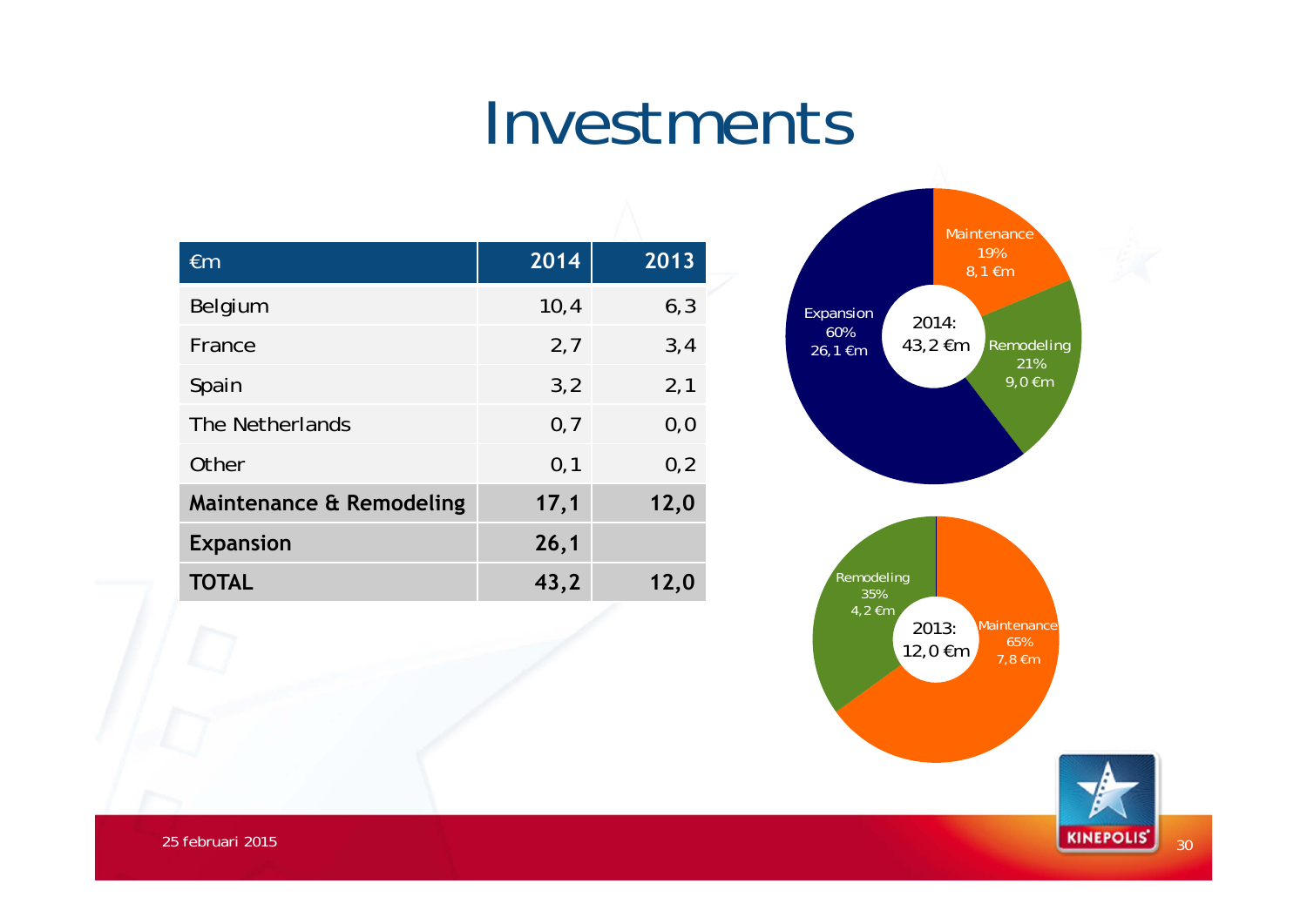# Investments

| €m | 2014 | 2013 |
|---|---|---|
| Belgium | 10,4 | 6,3 |
| France | 2,7 | 3,4 |
| Spain | 3,2 | 2,1 |
| The Netherlands | 0,7 | 0,0 |
| Other | 0,1 | 0,2 |
| **Maintenance & Remodeling** | **17,1** | **12,0** |
| **Expansion** | **26,1** | |
| **TOTAL** | **43,2** | **12,0** |

2014: 43,2 €m
- Maintenance 19% 8,1 €m
- Remodeling 21% 9,0 €m
- Expansion 60% 26,1 €m

2013: 12,0 €m
- Maintenance 65% 7,8 €m
- Remodeling 35% 4,2 €m

25 februari 2015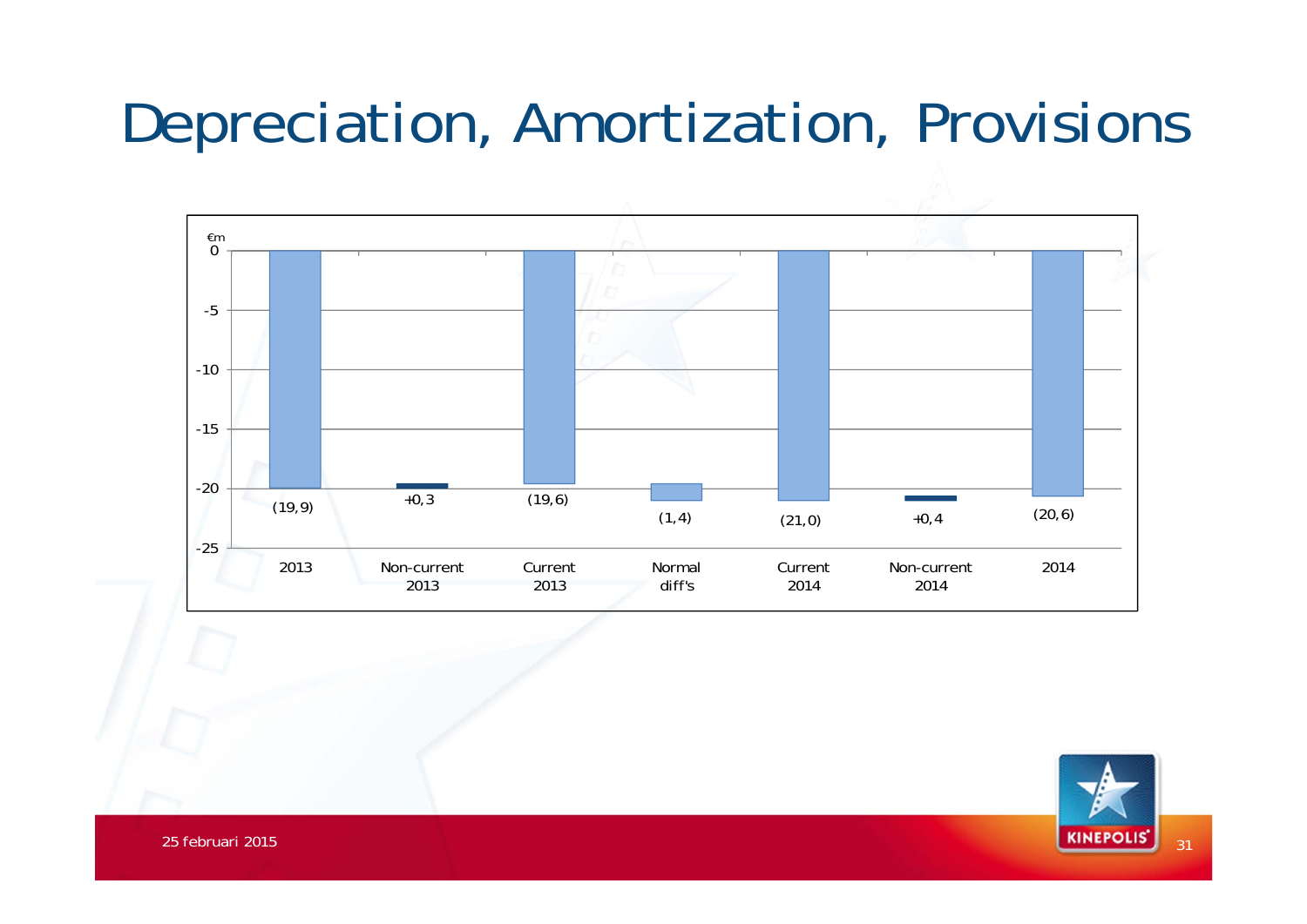# Depreciation, Amortization, Provisions

€m

| | 2013 | Non-current 2013 | Current 2013 | Normal diff's | Current 2014 | Non-current 2014 | 2014 |
|---|---|---|---|---|---|---|---|
| €m | (19,9) | +0,3 | (19,6) | (1,4) | (21,0) | +0,4 | (20,6) |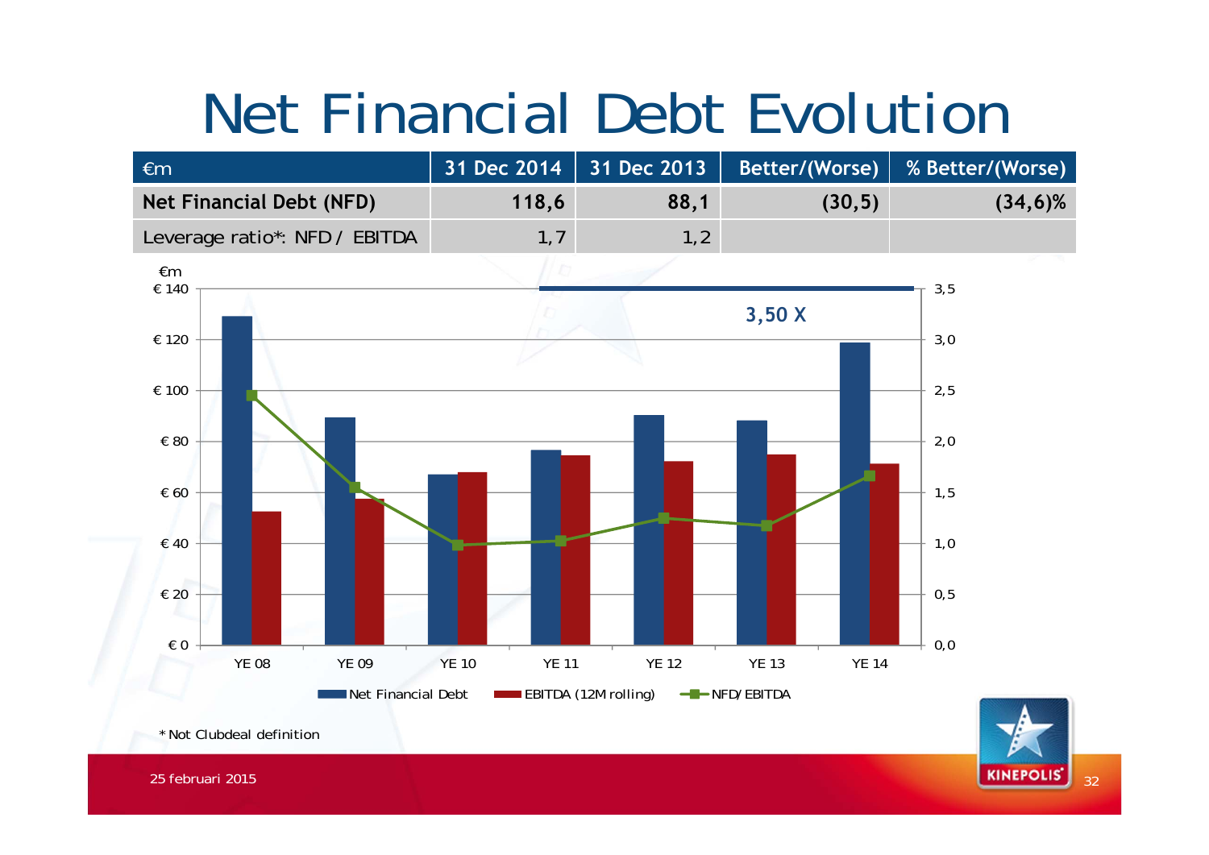# Net Financial Debt Evolution

| €m | 31 Dec 2014 | 31 Dec 2013 | Better/(Worse) | % Better/(Worse) |
|---|---|---|---|---|
| **Net Financial Debt (NFD)** | **118,6** | **88,1** | **(30,5)** | **(34,6)%** |
| Leverage ratio*: NFD / EBITDA | 1,7 | 1,2 | | |

€m

3,50 X

YE 08 | YE 09 | YE 10 | YE 11 | YE 12 | YE 13 | YE 14

Net Financial Debt | EBITDA (12M rolling) | NFD/EBITDA

* Not Clubdeal definition

25 februari 2015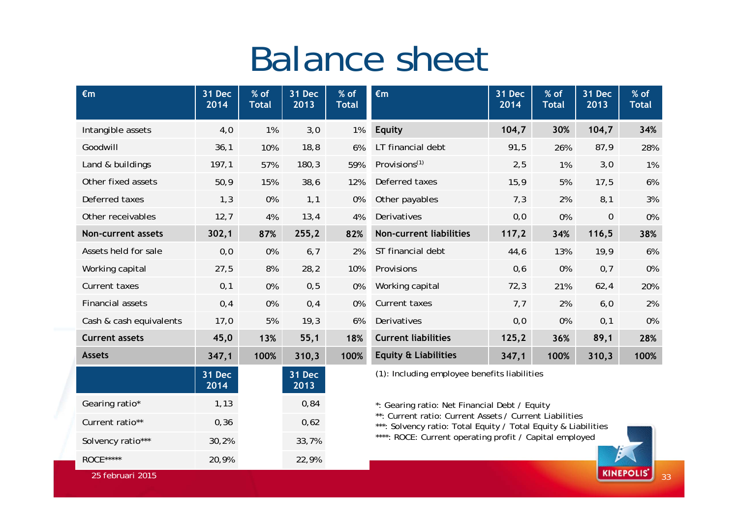# Balance sheet

| €m | 31 Dec 2014 | % of Total | 31 Dec 2013 | % of Total |
|---|---|---|---|---|
| Intangible assets | 4,0 | 1% | 3,0 | 1% |
| Goodwill | 36,1 | 10% | 18,8 | 6% |
| Land & buildings | 197,1 | 57% | 180,3 | 59% |
| Other fixed assets | 50,9 | 15% | 38,6 | 12% |
| Deferred taxes | 1,3 | 0% | 1,1 | 0% |
| Other receivables | 12,7 | 4% | 13,4 | 4% |
| **Non-current assets** | **302,1** | **87%** | **255,2** | **82%** |
| Assets held for sale | 0,0 | 0% | 6,7 | 2% |
| Working capital | 27,5 | 8% | 28,2 | 10% |
| Current taxes | 0,1 | 0% | 0,5 | 0% |
| Financial assets | 0,4 | 0% | 0,4 | 0% |
| Cash & cash equivalents | 17,0 | 5% | 19,3 | 6% |
| **Current assets** | **45,0** | **13%** | **55,1** | **18%** |
| **Assets** | **347,1** | **100%** | **310,3** | **100%** |

| €m | 31 Dec 2014 | % of Total | 31 Dec 2013 | % of Total |
|---|---|---|---|---|
| **Equity** | **104,7** | **30%** | **104,7** | **34%** |
| LT financial debt | 91,5 | 26% | 87,9 | 28% |
| Provisions(1) | 2,5 | 1% | 3,0 | 1% |
| Deferred taxes | 15,9 | 5% | 17,5 | 6% |
| Other payables | 7,3 | 2% | 8,1 | 3% |
| Derivatives | 0,0 | 0% | 0 | 0% |
| **Non-current liabilities** | **117,2** | **34%** | **116,5** | **38%** |
| ST financial debt | 44,6 | 13% | 19,9 | 6% |
| Provisions | 0,6 | 0% | 0,7 | 0% |
| Working capital | 72,3 | 21% | 62,4 | 20% |
| Current taxes | 7,7 | 2% | 6,0 | 2% |
| Derivatives | 0,0 | 0% | 0,1 | 0% |
| **Current liabilities** | **125,2** | **36%** | **89,1** | **28%** |
| **Equity & Liabilities** | **347,1** | **100%** | **310,3** | **100%** |

(1): Including employee benefits liabilities

| | 31 Dec 2014 | 31 Dec 2013 |
|---|---|---|
| Gearing ratio* | 1,13 | 0,84 |
| Current ratio** | 0,36 | 0,62 |
| Solvency ratio*** | 30,2% | 33,7% |
| ROCE**** | 20,9% | 22,9% |

*: Gearing ratio: Net Financial Debt / Equity
**: Current ratio: Current Assets / Current Liabilities
***: Solvency ratio: Total Equity / Total Equity & Liabilities
****: ROCE: Current operating profit / Capital employed

25 februari 2015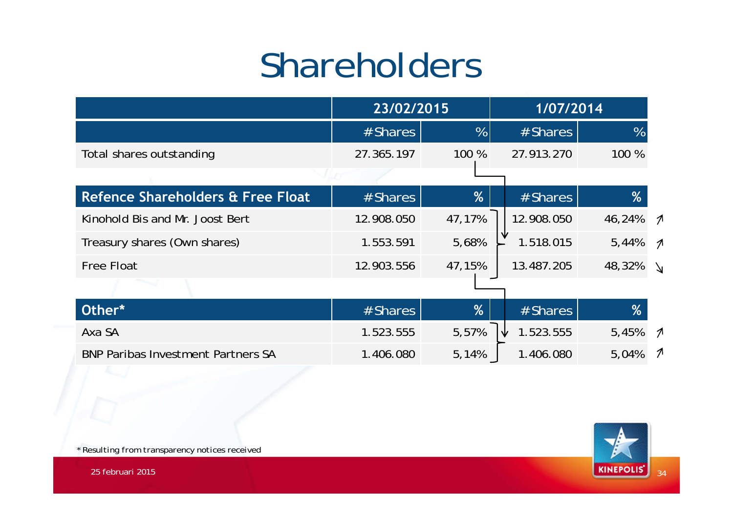# Shareholders

| | 23/02/2015 | | 1/07/2014 | | |
|---|---|---|---|---|---|
| | #Shares | % | #Shares | % | |
| Total shares outstanding | 27.365.197 | 100 % | 27.913.270 | 100 % | |
| **Refence Shareholders & Free Float** | **#Shares** | **%** | **#Shares** | **%** | |
| Kinohold Bis and Mr. Joost Bert | 12.908.050 | 47,17% | 12.908.050 | 46,24% | ↗ |
| Treasury shares (Own shares) | 1.553.591 | 5,68% | 1.518.015 | 5,44% | ↗ |
| Free Float | 12.903.556 | 47,15% | 13.487.205 | 48,32% | ↘ |
| **Other*** | **#Shares** | **%** | **#Shares** | **%** | |
| Axa SA | 1.523.555 | 5,57% | 1.523.555 | 5,45% | ↗ |
| BNP Paribas Investment Partners SA | 1.406.080 | 5,14% | 1.406.080 | 5,04% | ↗ |

\* Resulting from transparency notices received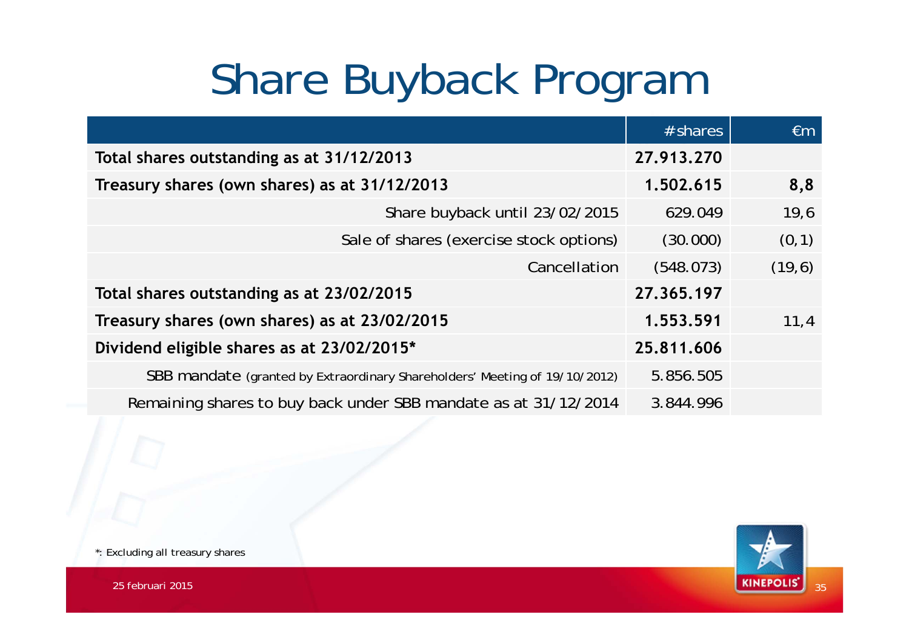# Share Buyback Program

| | #shares | €m |
|---|---|---|
| **Total shares outstanding as at 31/12/2013** | **27.913.270** | |
| **Treasury shares (own shares) as at 31/12/2013** | **1.502.615** | **8,8** |
| Share buyback until 23/02/2015 | 629.049 | 19,6 |
| Sale of shares (exercise stock options) | (30.000) | (0,1) |
| Cancellation | (548.073) | (19,6) |
| **Total shares outstanding as at 23/02/2015** | **27.365.197** | |
| **Treasury shares (own shares) as at 23/02/2015** | **1.553.591** | 11,4 |
| **Dividend eligible shares as at 23/02/2015*** | **25.811.606** | |
| SBB mandate (granted by Extraordinary Shareholders' Meeting of 19/10/2012) | 5.856.505 | |
| Remaining shares to buy back under SBB mandate as at 31/12/2014 | 3.844.996 | |

*: Excluding all treasury shares

25 februari 2015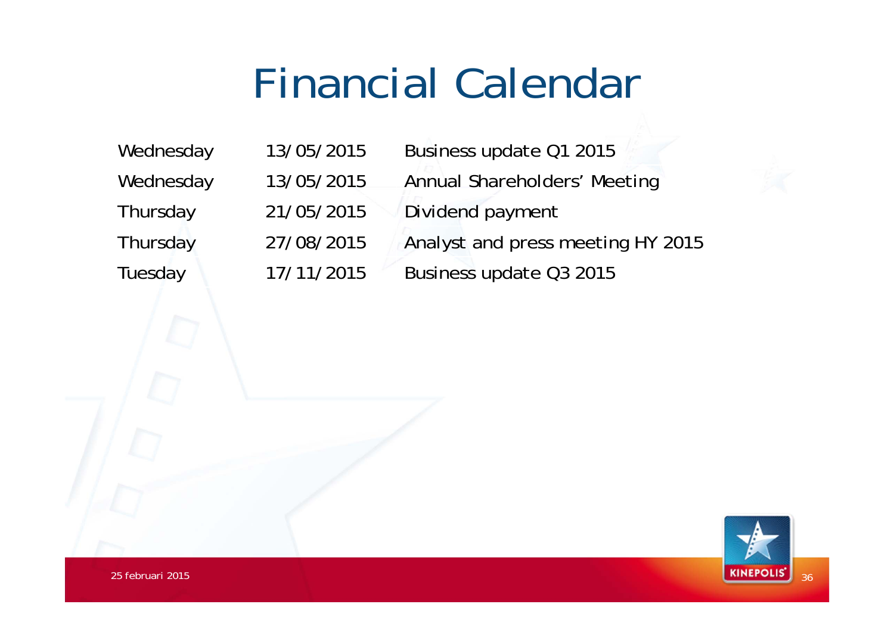# Financial Calendar

| | | |
|---|---|---|
| Wednesday | 13/05/2015 | Business update Q1 2015 |
| Wednesday | 13/05/2015 | Annual Shareholders' Meeting |
| Thursday | 21/05/2015 | Dividend payment |
| Thursday | 27/08/2015 | Analyst and press meeting HY 2015 |
| Tuesday | 17/11/2015 | Business update Q3 2015 |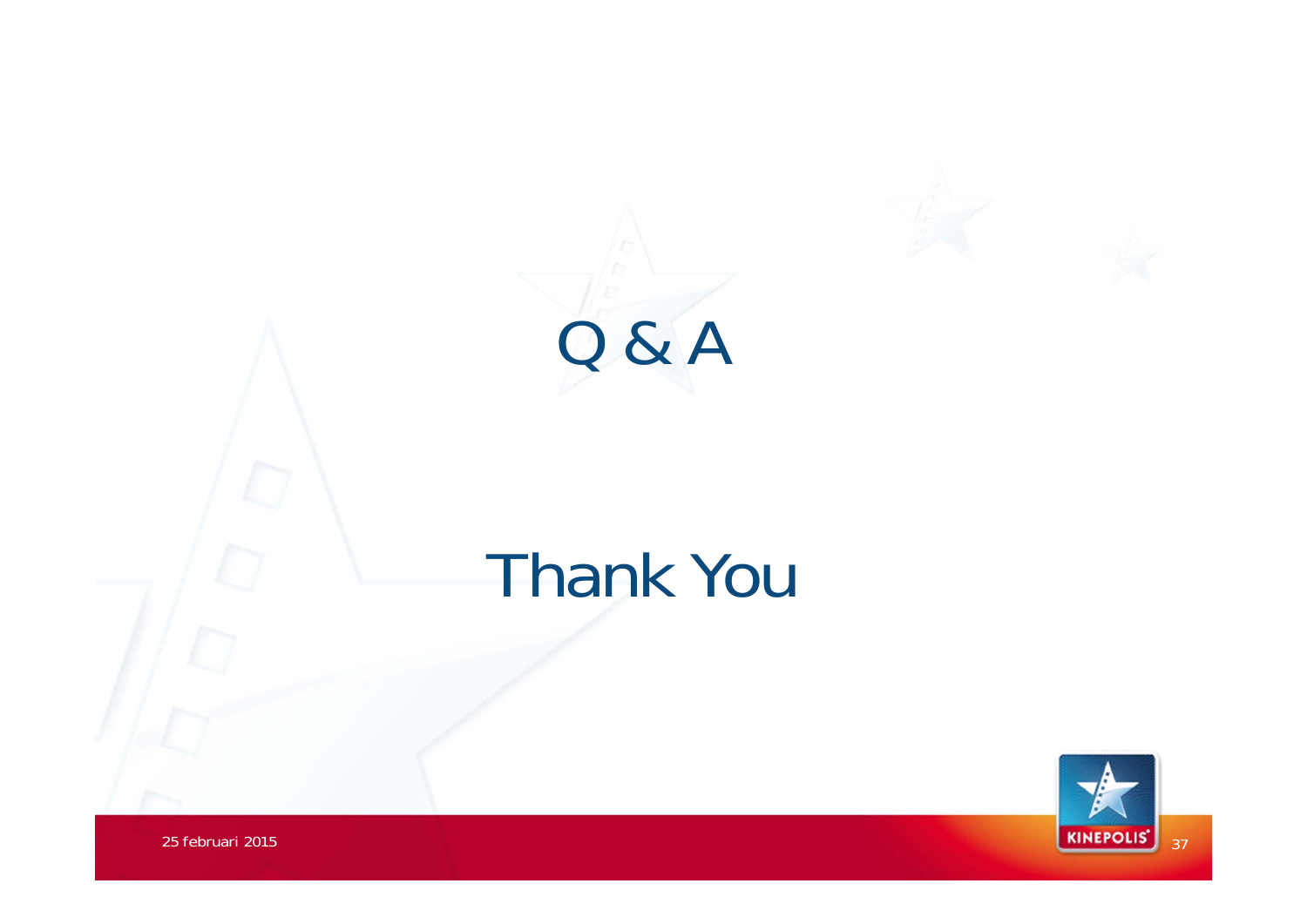# Q & A

# Thank You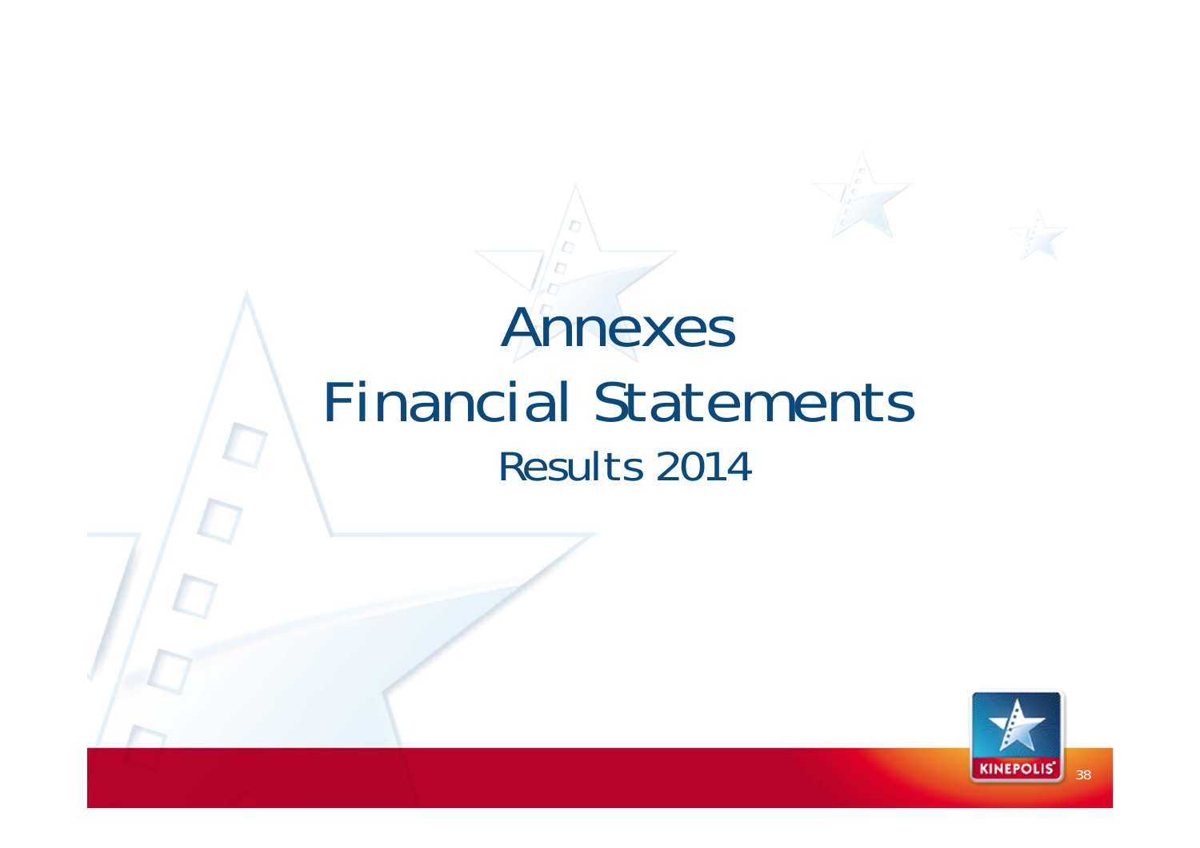# Annexes

# Financial Statements

## Results 2014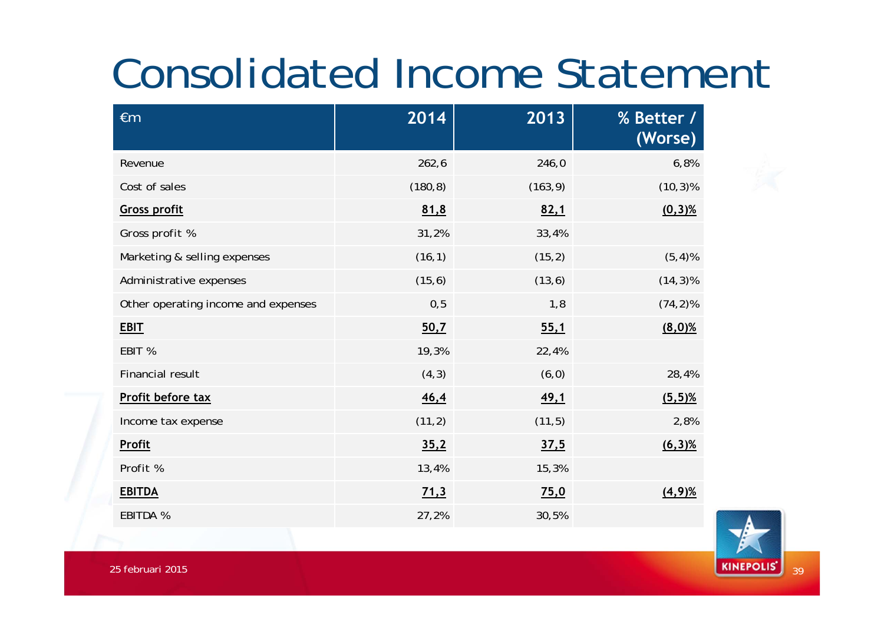# Consolidated Income Statement

| €m | 2014 | 2013 | % Better / (Worse) |
|---|---|---|---|
| Revenue | 262,6 | 246,0 | 6,8% |
| Cost of sales | (180,8) | (163,9) | (10,3)% |
| **Gross profit** | **81,8** | **82,1** | **(0,3)%** |
| Gross profit % | 31,2% | 33,4% | |
| Marketing & selling expenses | (16,1) | (15,2) | (5,4)% |
| Administrative expenses | (15,6) | (13,6) | (14,3)% |
| Other operating income and expenses | 0,5 | 1,8 | (74,2)% |
| **EBIT** | **50,7** | **55,1** | **(8,0)%** |
| EBIT % | 19,3% | 22,4% | |
| Financial result | (4,3) | (6,0) | 28,4% |
| **Profit before tax** | **46,4** | **49,1** | **(5,5)%** |
| Income tax expense | (11,2) | (11,5) | 2,8% |
| **Profit** | **35,2** | **37,5** | **(6,3)%** |
| Profit % | 13,4% | 15,3% | |
| **EBITDA** | **71,3** | **75,0** | **(4,9)%** |
| EBITDA % | 27,2% | 30,5% | |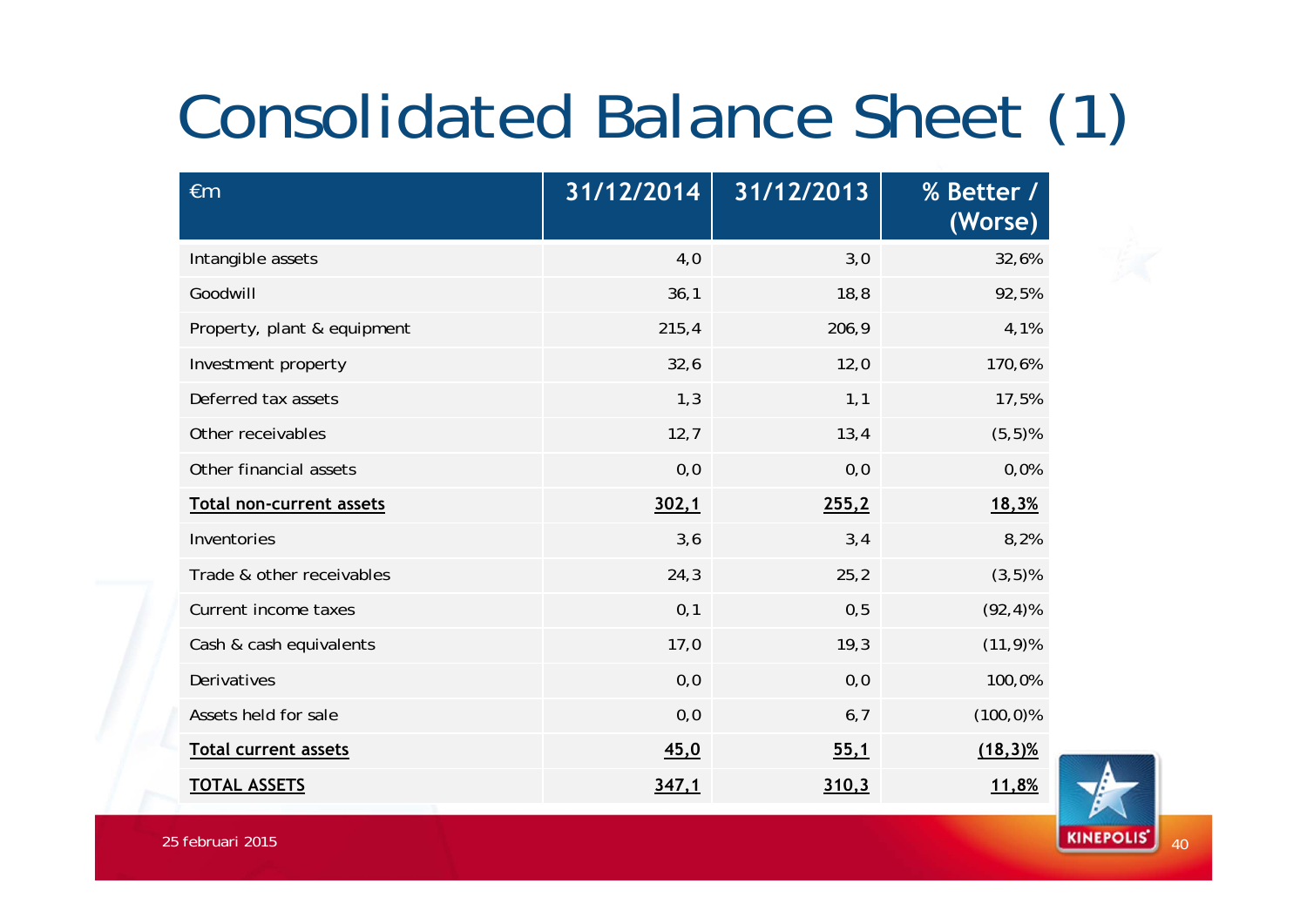# Consolidated Balance Sheet (1)

| €m | 31/12/2014 | 31/12/2013 | % Better / (Worse) |
|---|---|---|---|
| Intangible assets | 4,0 | 3,0 | 32,6% |
| Goodwill | 36,1 | 18,8 | 92,5% |
| Property, plant & equipment | 215,4 | 206,9 | 4,1% |
| Investment property | 32,6 | 12,0 | 170,6% |
| Deferred tax assets | 1,3 | 1,1 | 17,5% |
| Other receivables | 12,7 | 13,4 | (5,5)% |
| Other financial assets | 0,0 | 0,0 | 0,0% |
| **Total non-current assets** | **302,1** | **255,2** | **18,3%** |
| Inventories | 3,6 | 3,4 | 8,2% |
| Trade & other receivables | 24,3 | 25,2 | (3,5)% |
| Current income taxes | 0,1 | 0,5 | (92,4)% |
| Cash & cash equivalents | 17,0 | 19,3 | (11,9)% |
| Derivatives | 0,0 | 0,0 | 100,0% |
| Assets held for sale | 0,0 | 6,7 | (100,0)% |
| **Total current assets** | **45,0** | **55,1** | **(18,3)%** |
| **TOTAL ASSETS** | **347,1** | **310,3** | **11,8%** |

25 februari 2015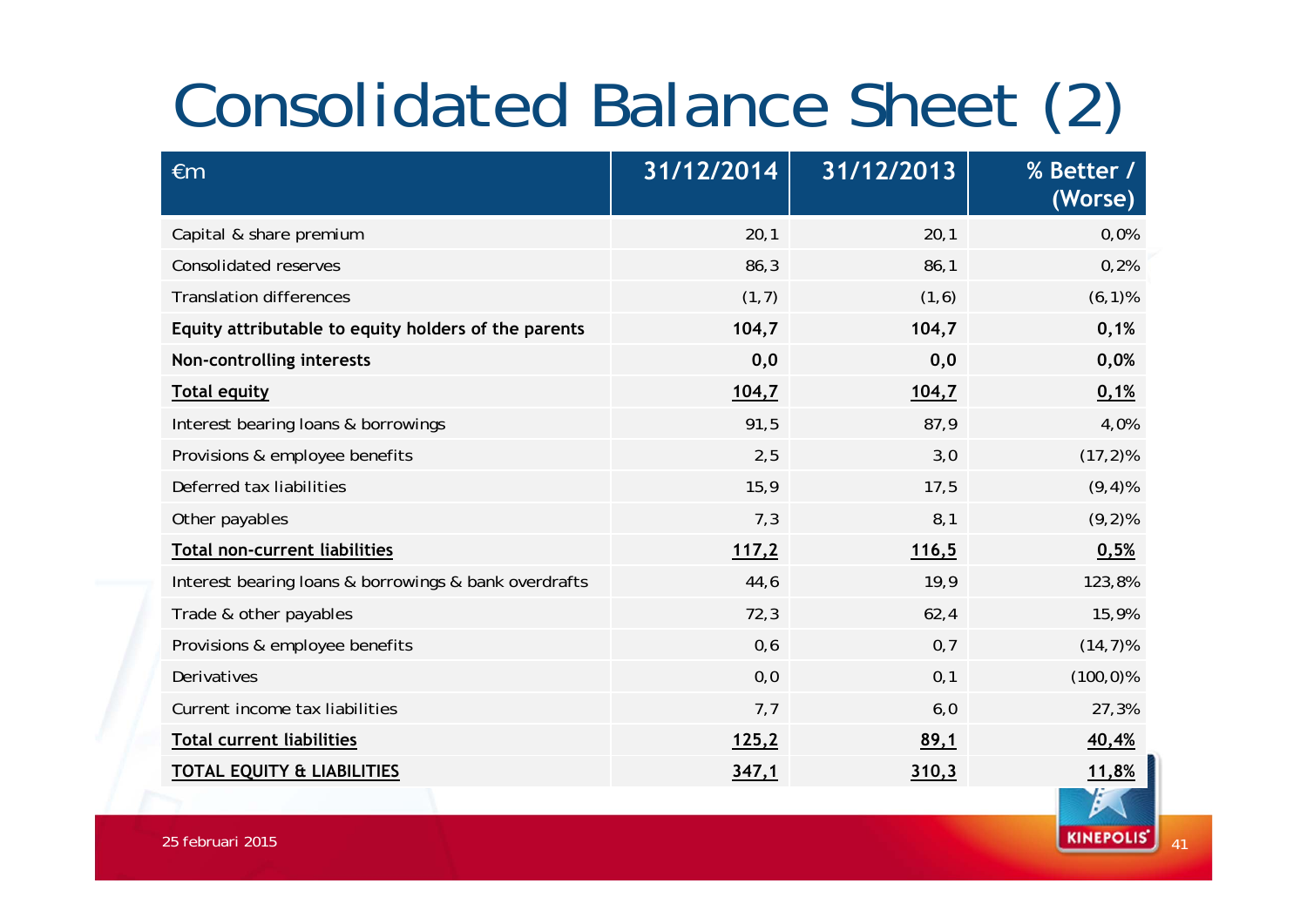# Consolidated Balance Sheet (2)

| €m | 31/12/2014 | 31/12/2013 | % Better / (Worse) |
|---|---|---|---|
| Capital & share premium | 20,1 | 20,1 | 0,0% |
| Consolidated reserves | 86,3 | 86,1 | 0,2% |
| Translation differences | (1,7) | (1,6) | (6,1)% |
| **Equity attributable to equity holders of the parents** | **104,7** | **104,7** | **0,1%** |
| **Non-controlling interests** | **0,0** | **0,0** | **0,0%** |
| **Total equity** | **104,7** | **104,7** | **0,1%** |
| Interest bearing loans & borrowings | 91,5 | 87,9 | 4,0% |
| Provisions & employee benefits | 2,5 | 3,0 | (17,2)% |
| Deferred tax liabilities | 15,9 | 17,5 | (9,4)% |
| Other payables | 7,3 | 8,1 | (9,2)% |
| **Total non-current liabilities** | **117,2** | **116,5** | **0,5%** |
| Interest bearing loans & borrowings & bank overdrafts | 44,6 | 19,9 | 123,8% |
| Trade & other payables | 72,3 | 62,4 | 15,9% |
| Provisions & employee benefits | 0,6 | 0,7 | (14,7)% |
| Derivatives | 0,0 | 0,1 | (100,0)% |
| Current income tax liabilities | 7,7 | 6,0 | 27,3% |
| **Total current liabilities** | **125,2** | **89,1** | **40,4%** |
| **TOTAL EQUITY & LIABILITIES** | **347,1** | **310,3** | **11,8%** |

25 februari 2015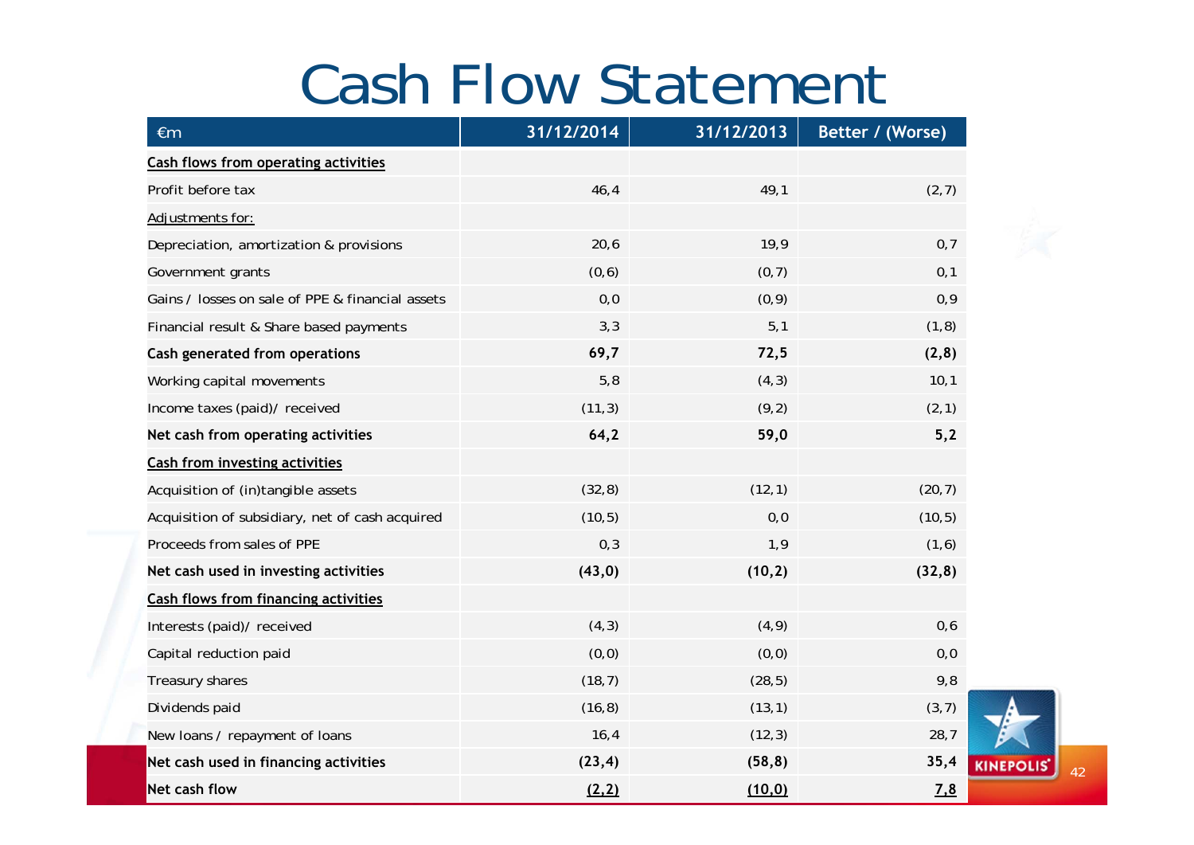# Cash Flow Statement

| €m | 31/12/2014 | 31/12/2013 | Better / (Worse) |
|---|---|---|---|
| **Cash flows from operating activities** | | | |
| Profit before tax | 46,4 | 49,1 | (2,7) |
| Adjustments for: | | | |
| Depreciation, amortization & provisions | 20,6 | 19,9 | 0,7 |
| Government grants | (0,6) | (0,7) | 0,1 |
| Gains / losses on sale of PPE & financial assets | 0,0 | (0,9) | 0,9 |
| Financial result & Share based payments | 3,3 | 5,1 | (1,8) |
| **Cash generated from operations** | **69,7** | **72,5** | **(2,8)** |
| Working capital movements | 5,8 | (4,3) | 10,1 |
| Income taxes (paid)/ received | (11,3) | (9,2) | (2,1) |
| **Net cash from operating activities** | **64,2** | **59,0** | **5,2** |
| **Cash from investing activities** | | | |
| Acquisition of (in)tangible assets | (32,8) | (12,1) | (20,7) |
| Acquisition of subsidiary, net of cash acquired | (10,5) | 0,0 | (10,5) |
| Proceeds from sales of PPE | 0,3 | 1,9 | (1,6) |
| **Net cash used in investing activities** | **(43,0)** | **(10,2)** | **(32,8)** |
| **Cash flows from financing activities** | | | |
| Interests (paid)/ received | (4,3) | (4,9) | 0,6 |
| Capital reduction paid | (0,0) | (0,0) | 0,0 |
| Treasury shares | (18,7) | (28,5) | 9,8 |
| Dividends paid | (16,8) | (13,1) | (3,7) |
| New loans / repayment of loans | 16,4 | (12,3) | 28,7 |
| **Net cash used in financing activities** | **(23,4)** | **(58,8)** | **35,4** |
| **Net cash flow** | **(2,2)** | **(10,0)** | **7,8** |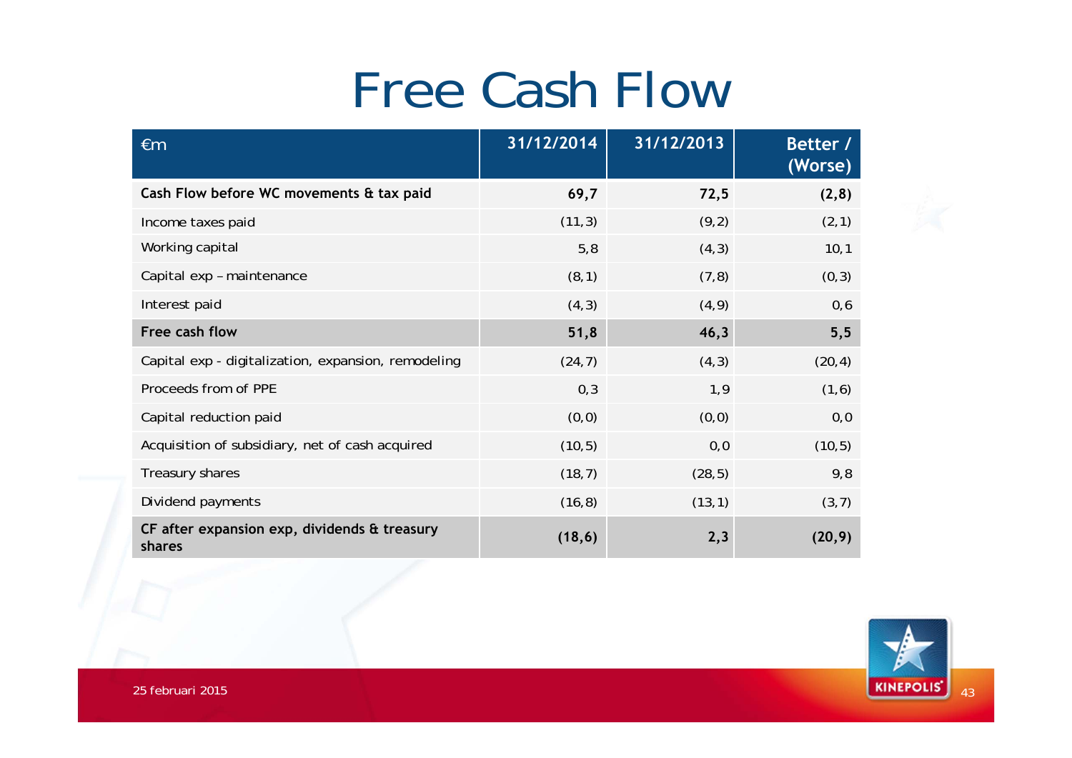# Free Cash Flow

| €m | 31/12/2014 | 31/12/2013 | Better / (Worse) |
|---|---|---|---|
| **Cash Flow before WC movements & tax paid** | **69,7** | **72,5** | **(2,8)** |
| Income taxes paid | (11,3) | (9,2) | (2,1) |
| Working capital | 5,8 | (4,3) | 10,1 |
| Capital exp – maintenance | (8,1) | (7,8) | (0,3) |
| Interest paid | (4,3) | (4,9) | 0,6 |
| **Free cash flow** | **51,8** | **46,3** | **5,5** |
| Capital exp - digitalization, expansion, remodeling | (24,7) | (4,3) | (20,4) |
| Proceeds from of PPE | 0,3 | 1,9 | (1,6) |
| Capital reduction paid | (0,0) | (0,0) | 0,0 |
| Acquisition of subsidiary, net of cash acquired | (10,5) | 0,0 | (10,5) |
| Treasury shares | (18,7) | (28,5) | 9,8 |
| Dividend payments | (16,8) | (13,1) | (3,7) |
| **CF after expansion exp, dividends & treasury shares** | **(18,6)** | **2,3** | **(20,9)** |

25 februari 2015